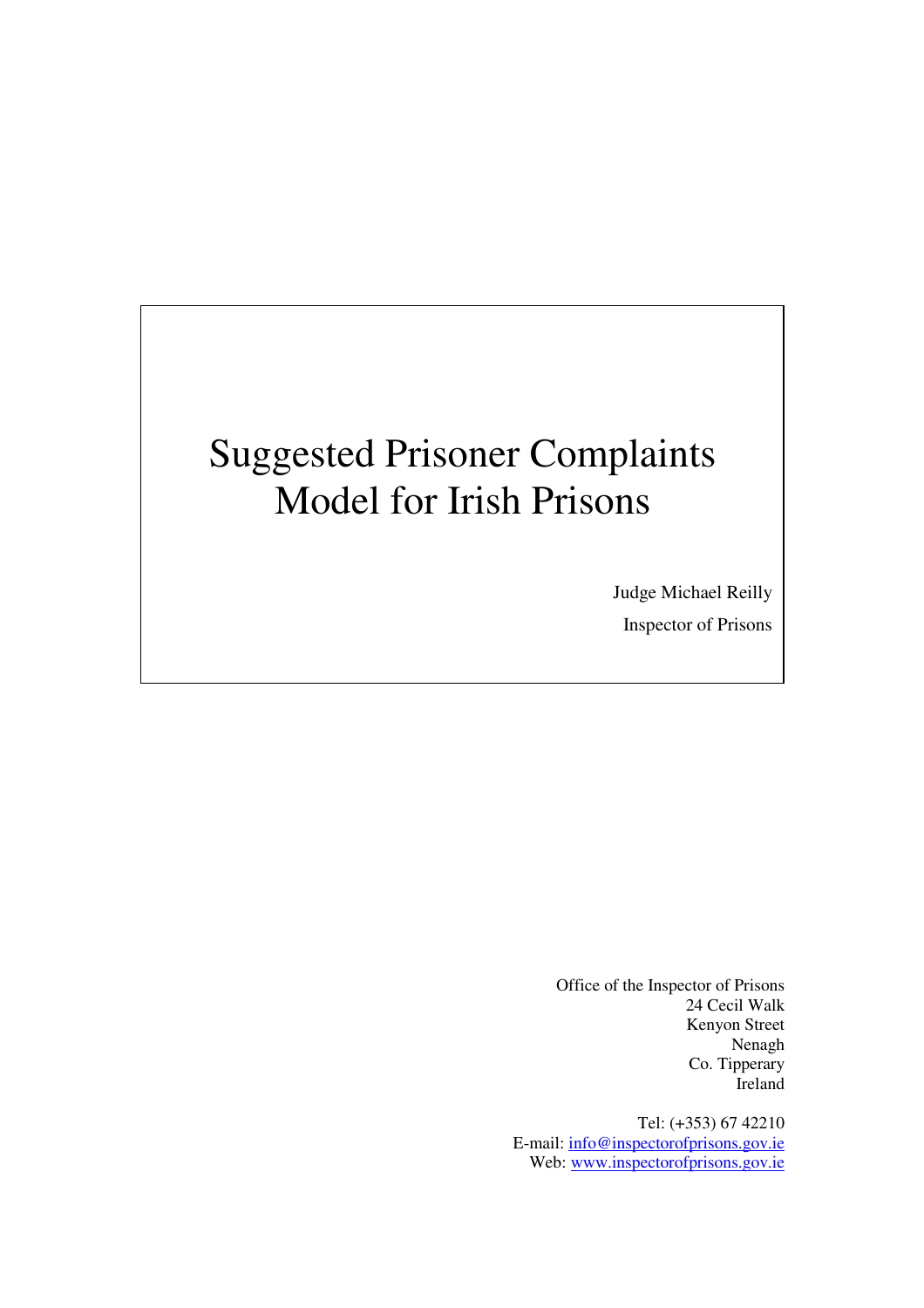# Suggested Prisoner Complaints Model for Irish Prisons

Judge Michael Reilly

Inspector of Prisons

Office of the Inspector of Prisons
24 Cecil Walk
Kenyon Street
Nenagh
Co. Tipperary
Ireland

Tel: (+353) 67 42210
E-mail: info@inspectorofprisons.gov.ie
Web: www.inspectorofprisons.gov.ie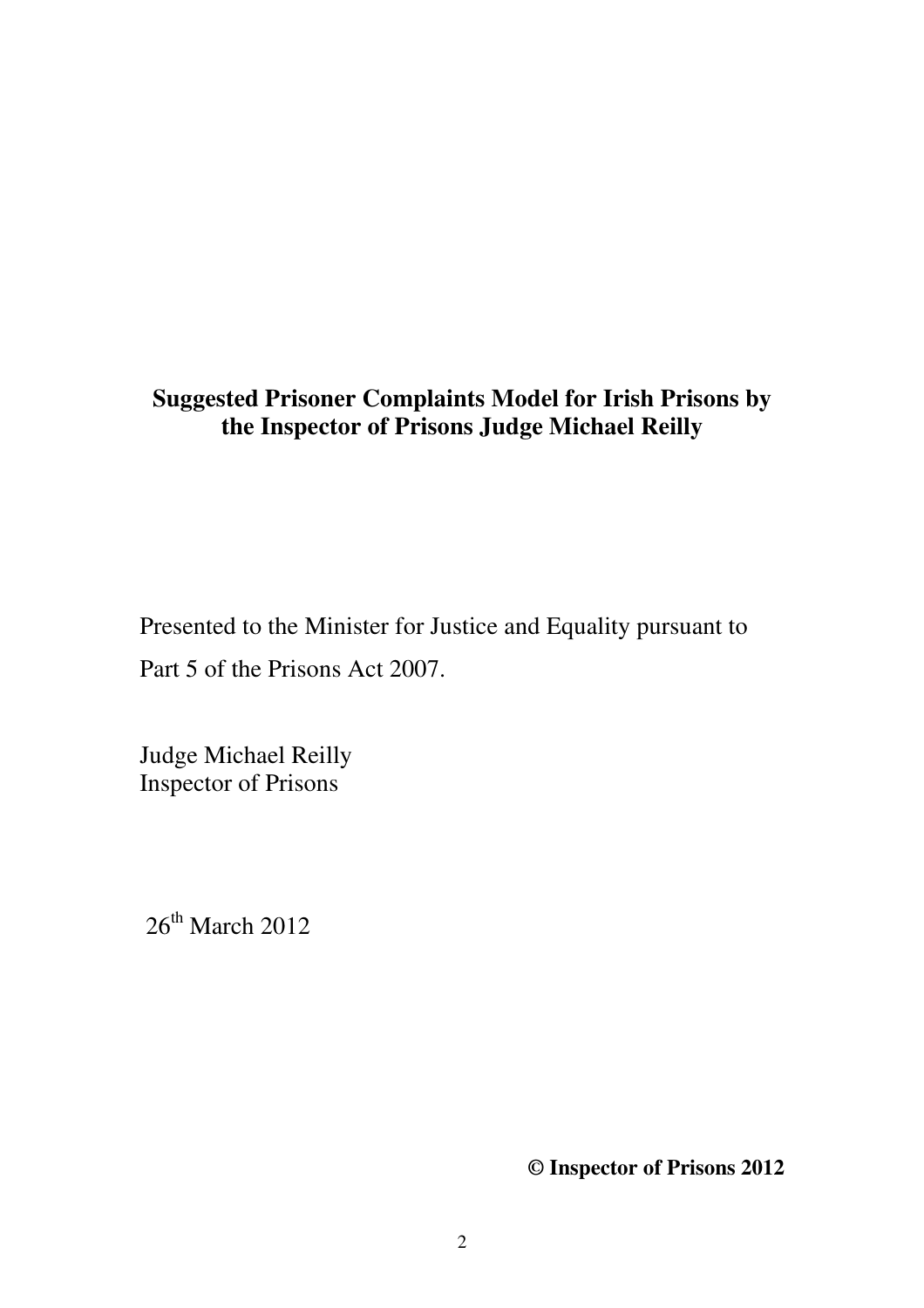**Suggested Prisoner Complaints Model for Irish Prisons by the Inspector of Prisons Judge Michael Reilly**

Presented to the Minister for Justice and Equality pursuant to Part 5 of the Prisons Act 2007.

Judge Michael Reilly
Inspector of Prisons

26th March 2012

**© Inspector of Prisons 2012**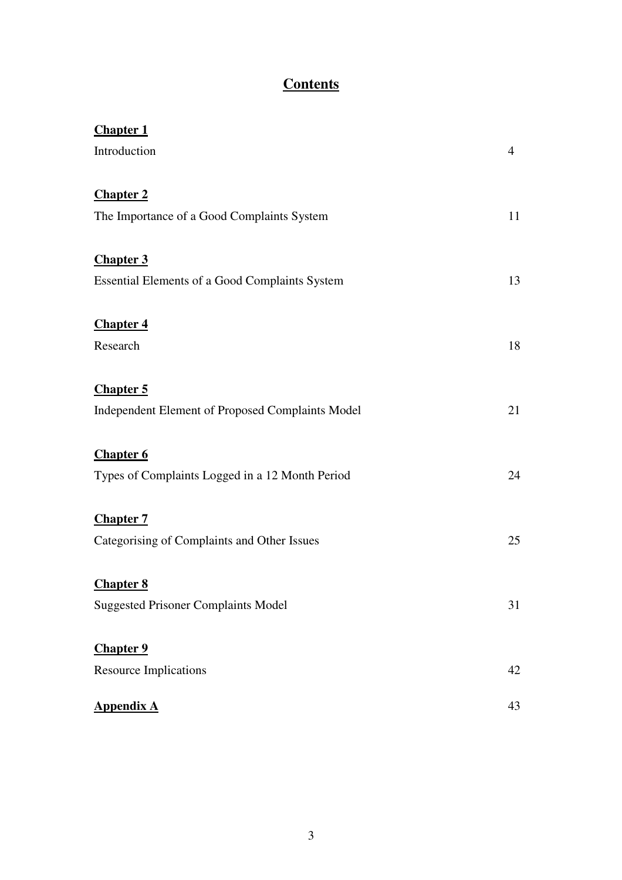# Contents

| | |
|---|---|
| **Chapter 1** | |
| Introduction | 4 |
| **Chapter 2** | |
| The Importance of a Good Complaints System | 11 |
| **Chapter 3** | |
| Essential Elements of a Good Complaints System | 13 |
| **Chapter 4** | |
| Research | 18 |
| **Chapter 5** | |
| Independent Element of Proposed Complaints Model | 21 |
| **Chapter 6** | |
| Types of Complaints Logged in a 12 Month Period | 24 |
| **Chapter 7** | |
| Categorising of Complaints and Other Issues | 25 |
| **Chapter 8** | |
| Suggested Prisoner Complaints Model | 31 |
| **Chapter 9** | |
| Resource Implications | 42 |
| **Appendix A** | 43 |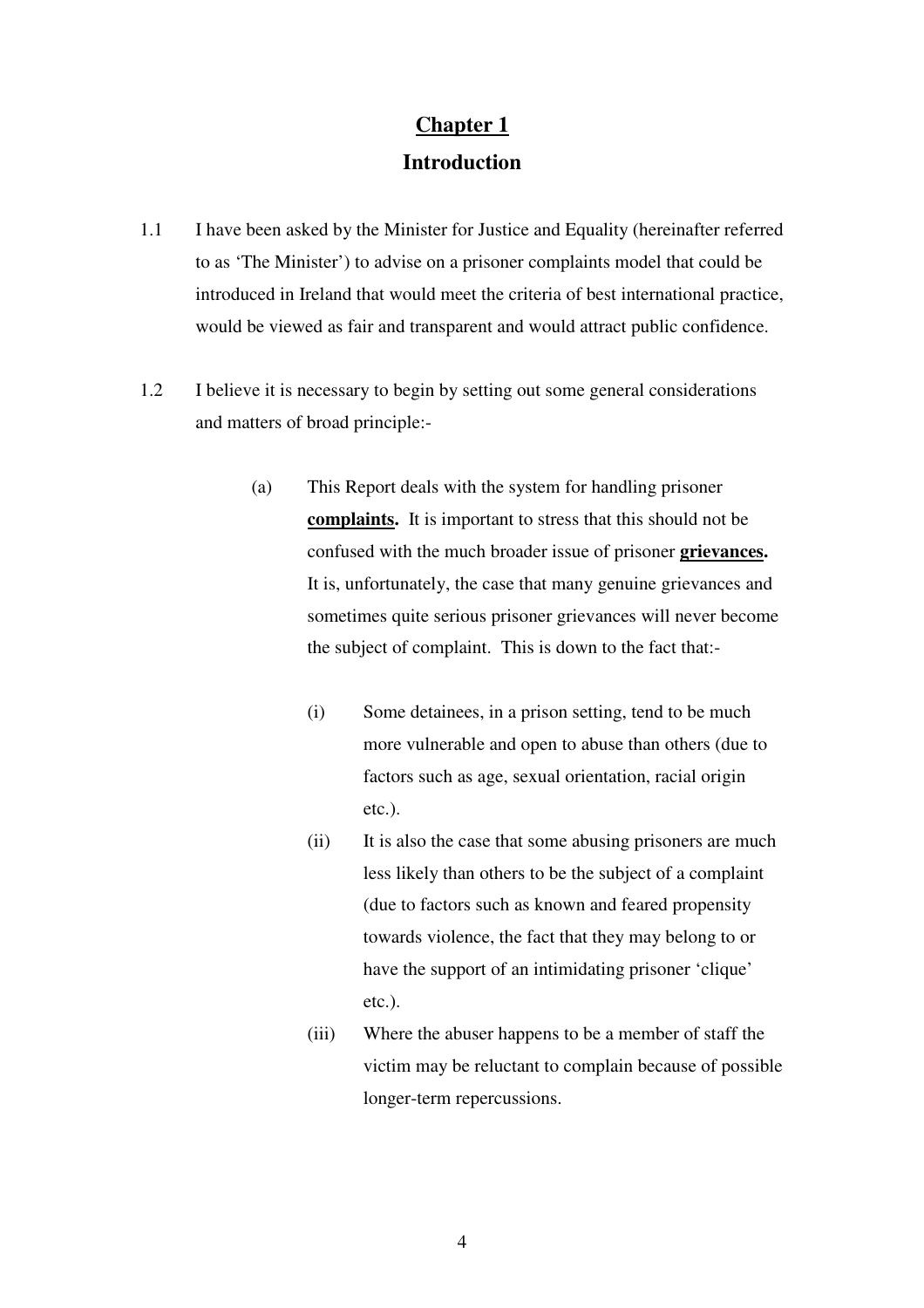# Chapter 1

## Introduction

1.1 I have been asked by the Minister for Justice and Equality (hereinafter referred to as 'The Minister') to advise on a prisoner complaints model that could be introduced in Ireland that would meet the criteria of best international practice, would be viewed as fair and transparent and would attract public confidence.

1.2 I believe it is necessary to begin by setting out some general considerations and matters of broad principle:-

(a) This Report deals with the system for handling prisoner **complaints.** It is important to stress that this should not be confused with the much broader issue of prisoner **grievances.** It is, unfortunately, the case that many genuine grievances and sometimes quite serious prisoner grievances will never become the subject of complaint. This is down to the fact that:-

(i) Some detainees, in a prison setting, tend to be much more vulnerable and open to abuse than others (due to factors such as age, sexual orientation, racial origin etc.).

(ii) It is also the case that some abusing prisoners are much less likely than others to be the subject of a complaint (due to factors such as known and feared propensity towards violence, the fact that they may belong to or have the support of an intimidating prisoner 'clique' etc.).

(iii) Where the abuser happens to be a member of staff the victim may be reluctant to complain because of possible longer-term repercussions.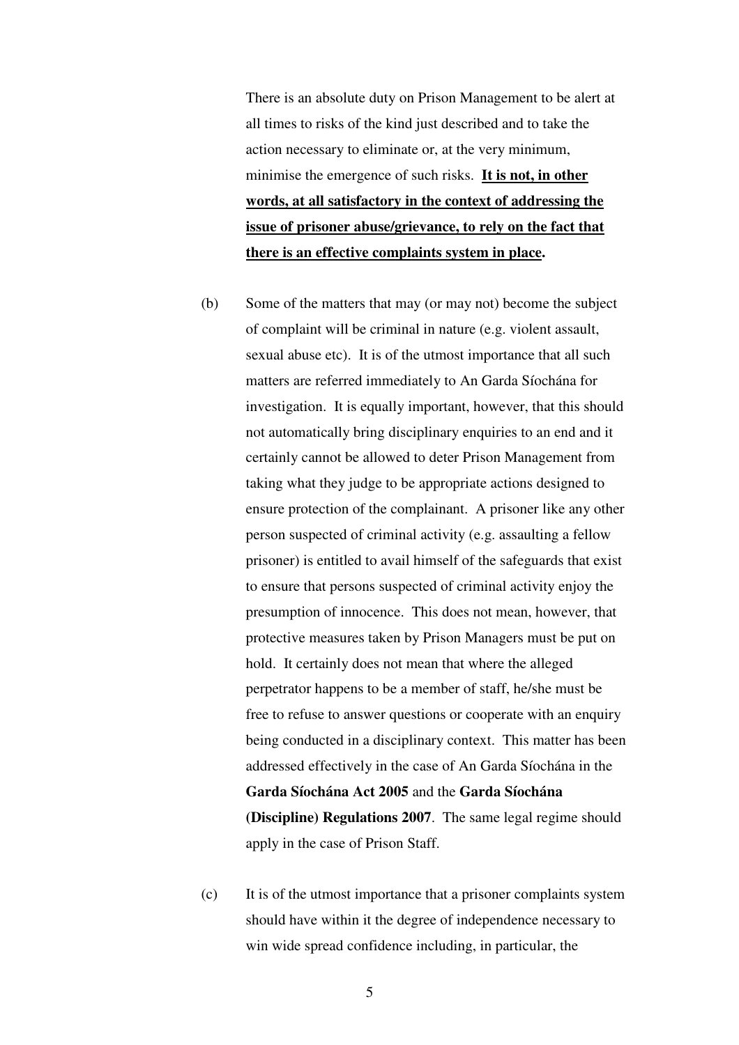There is an absolute duty on Prison Management to be alert at all times to risks of the kind just described and to take the action necessary to eliminate or, at the very minimum, minimise the emergence of such risks. **<u>It is not, in other words, at all satisfactory in the context of addressing the issue of prisoner abuse/grievance, to rely on the fact that there is an effective complaints system in place</u>.**

(b) Some of the matters that may (or may not) become the subject of complaint will be criminal in nature (e.g. violent assault, sexual abuse etc). It is of the utmost importance that all such matters are referred immediately to An Garda Síochána for investigation. It is equally important, however, that this should not automatically bring disciplinary enquiries to an end and it certainly cannot be allowed to deter Prison Management from taking what they judge to be appropriate actions designed to ensure protection of the complainant. A prisoner like any other person suspected of criminal activity (e.g. assaulting a fellow prisoner) is entitled to avail himself of the safeguards that exist to ensure that persons suspected of criminal activity enjoy the presumption of innocence. This does not mean, however, that protective measures taken by Prison Managers must be put on hold. It certainly does not mean that where the alleged perpetrator happens to be a member of staff, he/she must be free to refuse to answer questions or cooperate with an enquiry being conducted in a disciplinary context. This matter has been addressed effectively in the case of An Garda Síochána in the **Garda Síochána Act 2005** and the **Garda Síochána (Discipline) Regulations 2007**. The same legal regime should apply in the case of Prison Staff.

(c) It is of the utmost importance that a prisoner complaints system should have within it the degree of independence necessary to win wide spread confidence including, in particular, the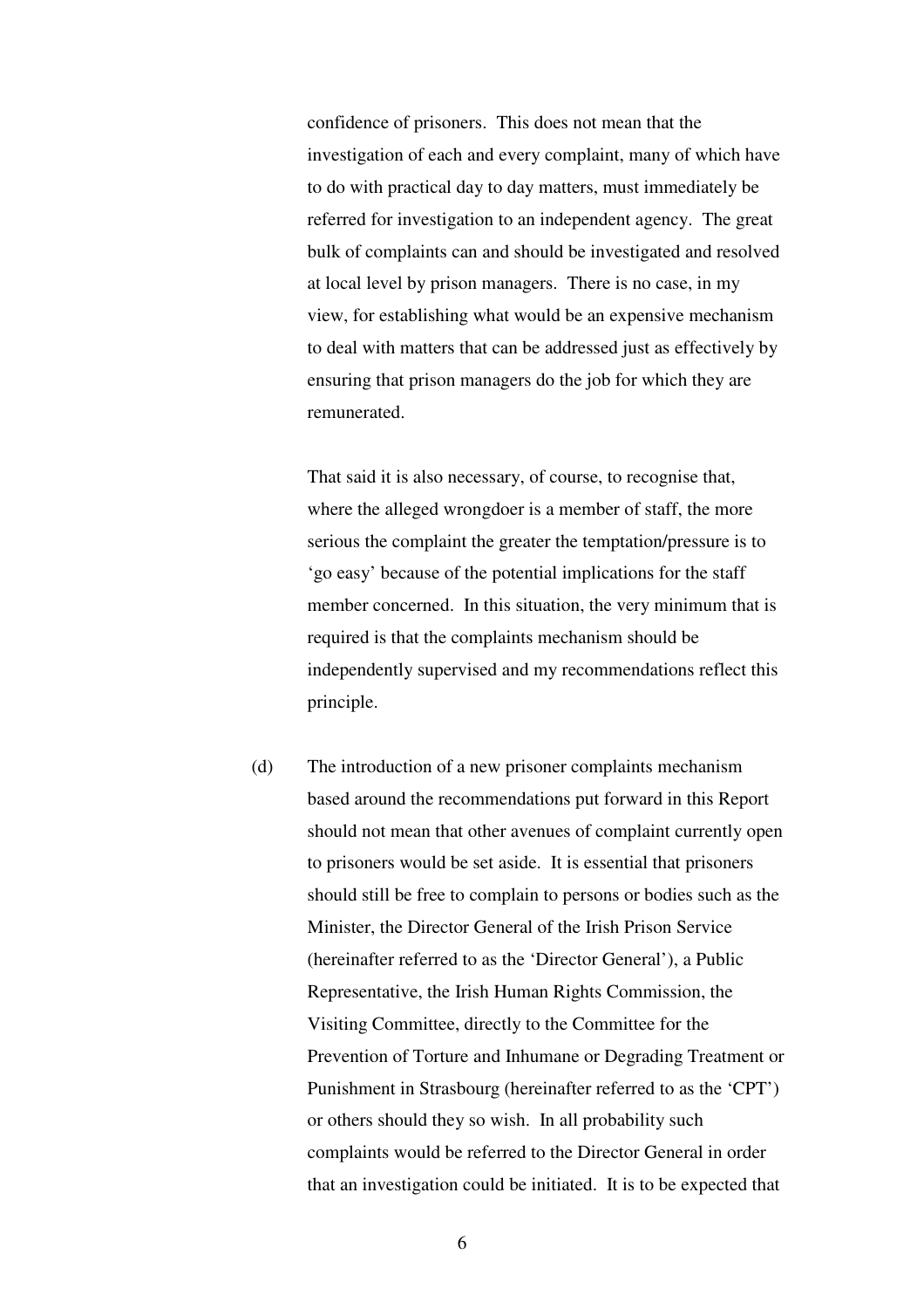confidence of prisoners. This does not mean that the investigation of each and every complaint, many of which have to do with practical day to day matters, must immediately be referred for investigation to an independent agency. The great bulk of complaints can and should be investigated and resolved at local level by prison managers. There is no case, in my view, for establishing what would be an expensive mechanism to deal with matters that can be addressed just as effectively by ensuring that prison managers do the job for which they are remunerated.

That said it is also necessary, of course, to recognise that, where the alleged wrongdoer is a member of staff, the more serious the complaint the greater the temptation/pressure is to 'go easy' because of the potential implications for the staff member concerned. In this situation, the very minimum that is required is that the complaints mechanism should be independently supervised and my recommendations reflect this principle.

(d) The introduction of a new prisoner complaints mechanism based around the recommendations put forward in this Report should not mean that other avenues of complaint currently open to prisoners would be set aside. It is essential that prisoners should still be free to complain to persons or bodies such as the Minister, the Director General of the Irish Prison Service (hereinafter referred to as the 'Director General'), a Public Representative, the Irish Human Rights Commission, the Visiting Committee, directly to the Committee for the Prevention of Torture and Inhumane or Degrading Treatment or Punishment in Strasbourg (hereinafter referred to as the 'CPT') or others should they so wish. In all probability such complaints would be referred to the Director General in order that an investigation could be initiated. It is to be expected that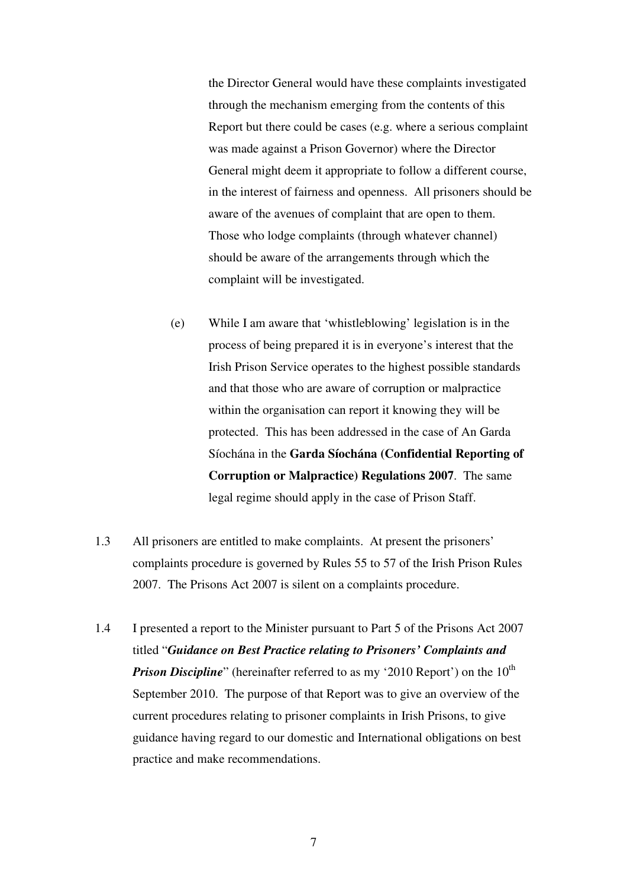the Director General would have these complaints investigated through the mechanism emerging from the contents of this Report but there could be cases (e.g. where a serious complaint was made against a Prison Governor) where the Director General might deem it appropriate to follow a different course, in the interest of fairness and openness. All prisoners should be aware of the avenues of complaint that are open to them. Those who lodge complaints (through whatever channel) should be aware of the arrangements through which the complaint will be investigated.

(e) While I am aware that 'whistleblowing' legislation is in the process of being prepared it is in everyone's interest that the Irish Prison Service operates to the highest possible standards and that those who are aware of corruption or malpractice within the organisation can report it knowing they will be protected. This has been addressed in the case of An Garda Síochána in the **Garda Síochána (Confidential Reporting of Corruption or Malpractice) Regulations 2007**. The same legal regime should apply in the case of Prison Staff.

1.3 All prisoners are entitled to make complaints. At present the prisoners' complaints procedure is governed by Rules 55 to 57 of the Irish Prison Rules 2007. The Prisons Act 2007 is silent on a complaints procedure.

1.4 I presented a report to the Minister pursuant to Part 5 of the Prisons Act 2007 titled "***Guidance on Best Practice relating to Prisoners' Complaints and Prison Discipline***" (hereinafter referred to as my '2010 Report') on the 10th September 2010. The purpose of that Report was to give an overview of the current procedures relating to prisoner complaints in Irish Prisons, to give guidance having regard to our domestic and International obligations on best practice and make recommendations.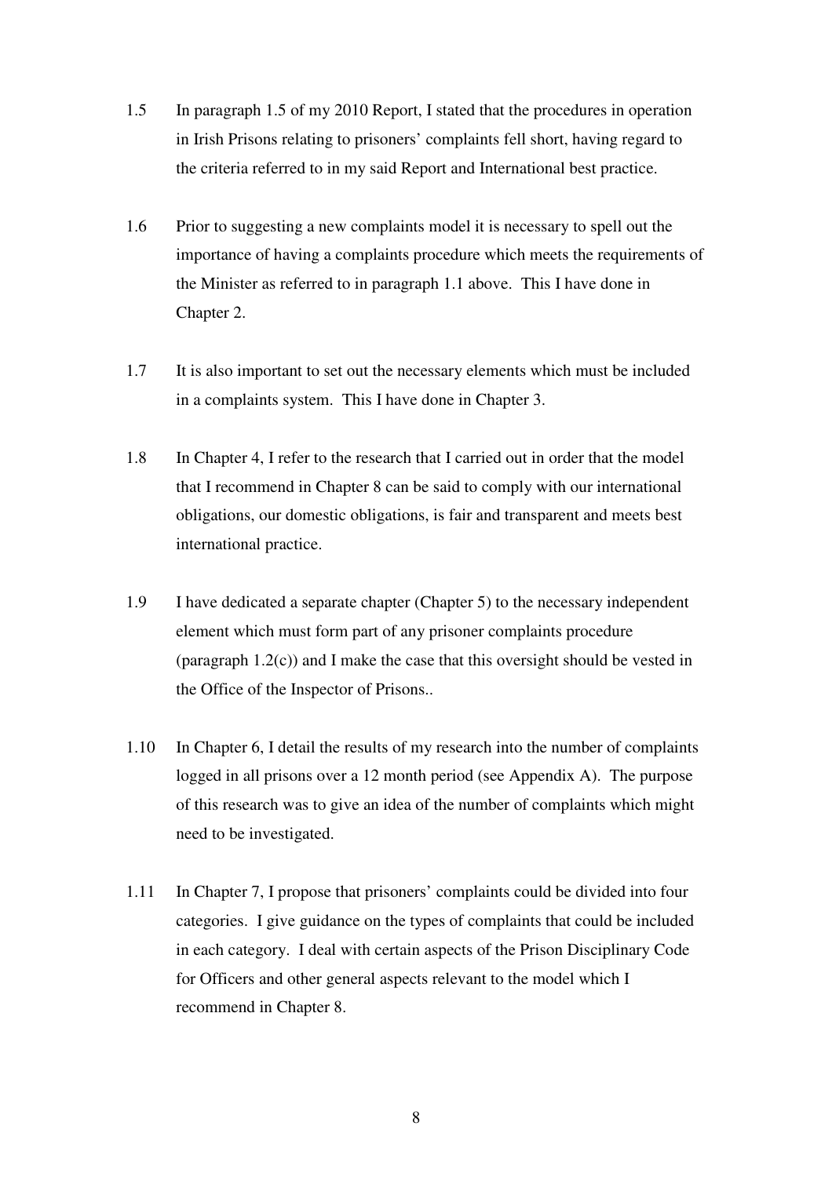1.5 In paragraph 1.5 of my 2010 Report, I stated that the procedures in operation in Irish Prisons relating to prisoners' complaints fell short, having regard to the criteria referred to in my said Report and International best practice.

1.6 Prior to suggesting a new complaints model it is necessary to spell out the importance of having a complaints procedure which meets the requirements of the Minister as referred to in paragraph 1.1 above. This I have done in Chapter 2.

1.7 It is also important to set out the necessary elements which must be included in a complaints system. This I have done in Chapter 3.

1.8 In Chapter 4, I refer to the research that I carried out in order that the model that I recommend in Chapter 8 can be said to comply with our international obligations, our domestic obligations, is fair and transparent and meets best international practice.

1.9 I have dedicated a separate chapter (Chapter 5) to the necessary independent element which must form part of any prisoner complaints procedure (paragraph 1.2(c)) and I make the case that this oversight should be vested in the Office of the Inspector of Prisons..

1.10 In Chapter 6, I detail the results of my research into the number of complaints logged in all prisons over a 12 month period (see Appendix A). The purpose of this research was to give an idea of the number of complaints which might need to be investigated.

1.11 In Chapter 7, I propose that prisoners' complaints could be divided into four categories. I give guidance on the types of complaints that could be included in each category. I deal with certain aspects of the Prison Disciplinary Code for Officers and other general aspects relevant to the model which I recommend in Chapter 8.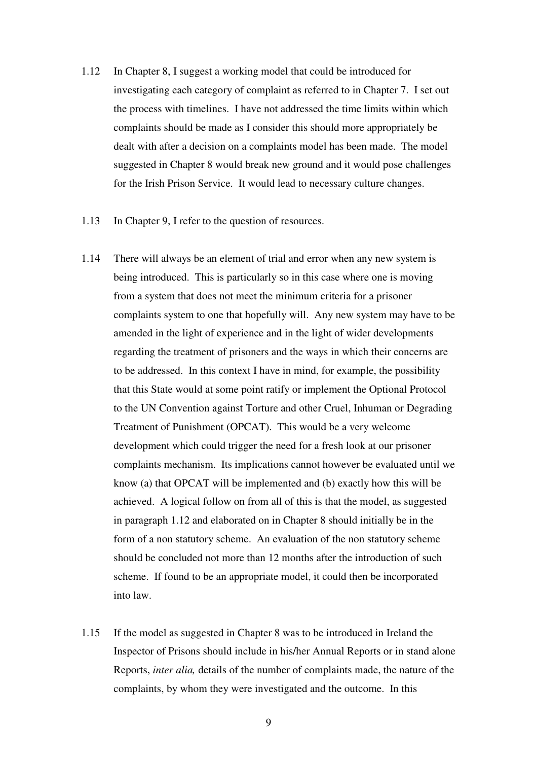1.12 In Chapter 8, I suggest a working model that could be introduced for investigating each category of complaint as referred to in Chapter 7. I set out the process with timelines. I have not addressed the time limits within which complaints should be made as I consider this should more appropriately be dealt with after a decision on a complaints model has been made. The model suggested in Chapter 8 would break new ground and it would pose challenges for the Irish Prison Service. It would lead to necessary culture changes.

1.13 In Chapter 9, I refer to the question of resources.

1.14 There will always be an element of trial and error when any new system is being introduced. This is particularly so in this case where one is moving from a system that does not meet the minimum criteria for a prisoner complaints system to one that hopefully will. Any new system may have to be amended in the light of experience and in the light of wider developments regarding the treatment of prisoners and the ways in which their concerns are to be addressed. In this context I have in mind, for example, the possibility that this State would at some point ratify or implement the Optional Protocol to the UN Convention against Torture and other Cruel, Inhuman or Degrading Treatment of Punishment (OPCAT). This would be a very welcome development which could trigger the need for a fresh look at our prisoner complaints mechanism. Its implications cannot however be evaluated until we know (a) that OPCAT will be implemented and (b) exactly how this will be achieved. A logical follow on from all of this is that the model, as suggested in paragraph 1.12 and elaborated on in Chapter 8 should initially be in the form of a non statutory scheme. An evaluation of the non statutory scheme should be concluded not more than 12 months after the introduction of such scheme. If found to be an appropriate model, it could then be incorporated into law.

1.15 If the model as suggested in Chapter 8 was to be introduced in Ireland the Inspector of Prisons should include in his/her Annual Reports or in stand alone Reports, *inter alia,* details of the number of complaints made, the nature of the complaints, by whom they were investigated and the outcome. In this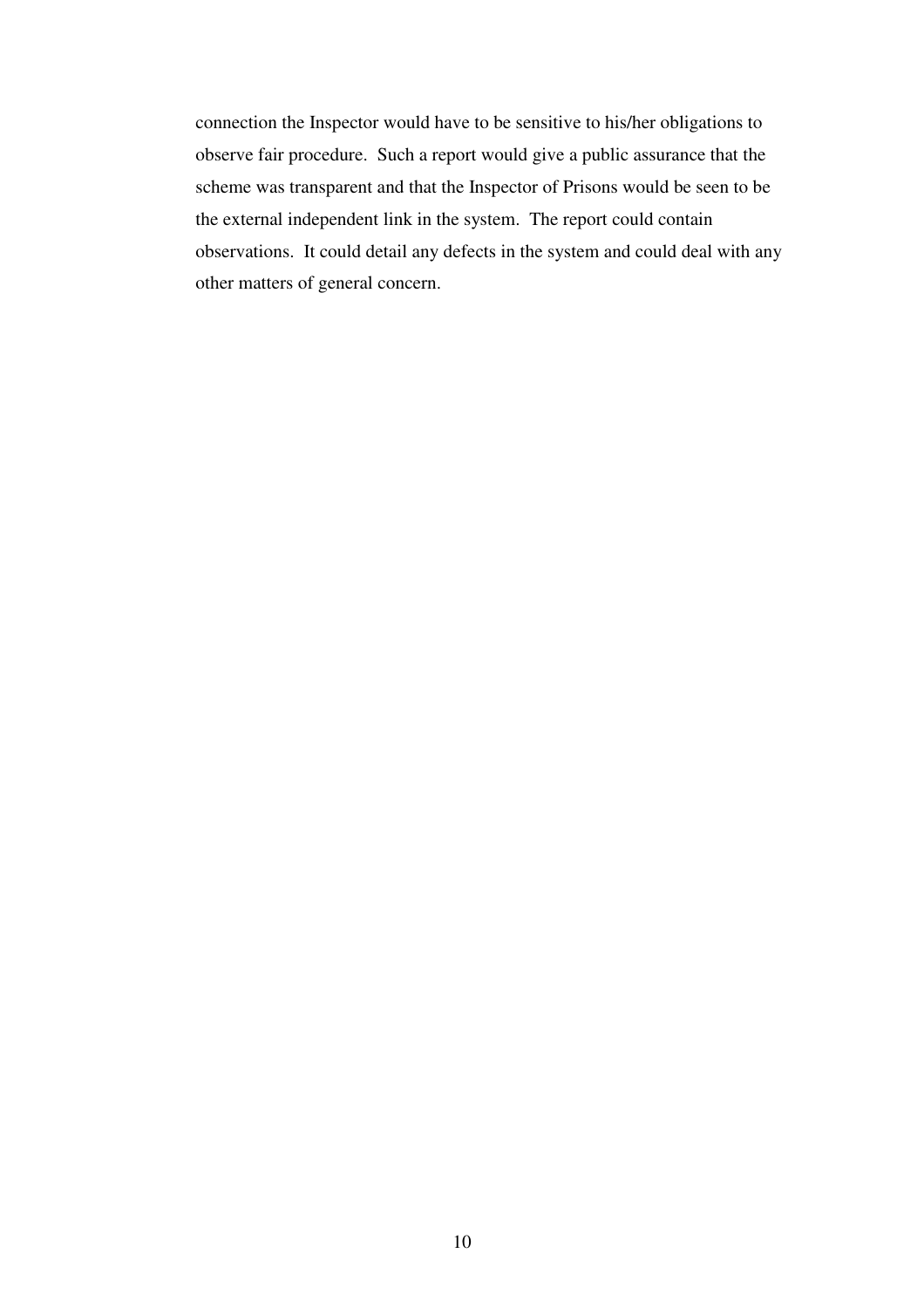connection the Inspector would have to be sensitive to his/her obligations to observe fair procedure. Such a report would give a public assurance that the scheme was transparent and that the Inspector of Prisons would be seen to be the external independent link in the system. The report could contain observations. It could detail any defects in the system and could deal with any other matters of general concern.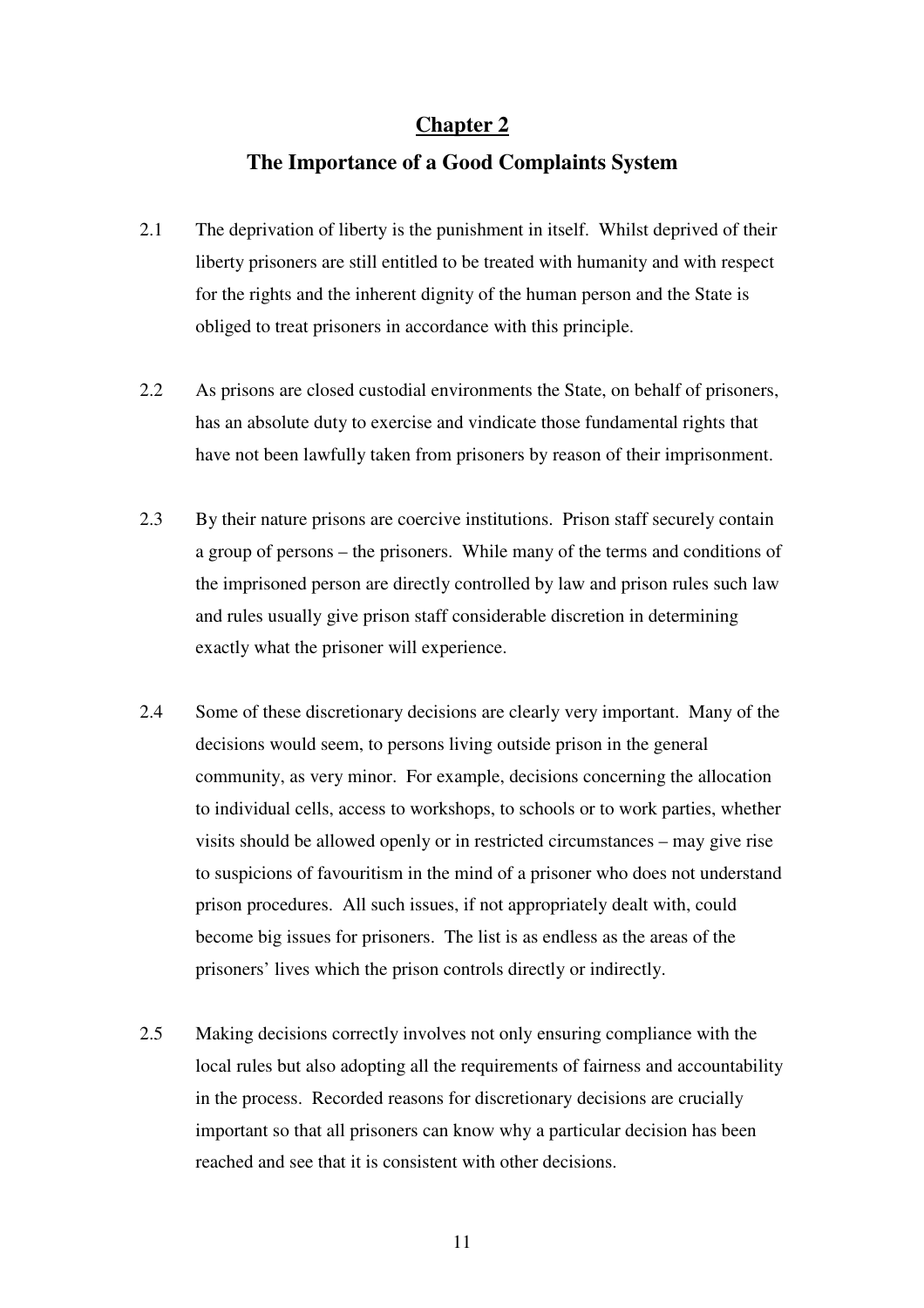# Chapter 2

## The Importance of a Good Complaints System

2.1 The deprivation of liberty is the punishment in itself. Whilst deprived of their liberty prisoners are still entitled to be treated with humanity and with respect for the rights and the inherent dignity of the human person and the State is obliged to treat prisoners in accordance with this principle.

2.2 As prisons are closed custodial environments the State, on behalf of prisoners, has an absolute duty to exercise and vindicate those fundamental rights that have not been lawfully taken from prisoners by reason of their imprisonment.

2.3 By their nature prisons are coercive institutions. Prison staff securely contain a group of persons – the prisoners. While many of the terms and conditions of the imprisoned person are directly controlled by law and prison rules such law and rules usually give prison staff considerable discretion in determining exactly what the prisoner will experience.

2.4 Some of these discretionary decisions are clearly very important. Many of the decisions would seem, to persons living outside prison in the general community, as very minor. For example, decisions concerning the allocation to individual cells, access to workshops, to schools or to work parties, whether visits should be allowed openly or in restricted circumstances – may give rise to suspicions of favouritism in the mind of a prisoner who does not understand prison procedures. All such issues, if not appropriately dealt with, could become big issues for prisoners. The list is as endless as the areas of the prisoners' lives which the prison controls directly or indirectly.

2.5 Making decisions correctly involves not only ensuring compliance with the local rules but also adopting all the requirements of fairness and accountability in the process. Recorded reasons for discretionary decisions are crucially important so that all prisoners can know why a particular decision has been reached and see that it is consistent with other decisions.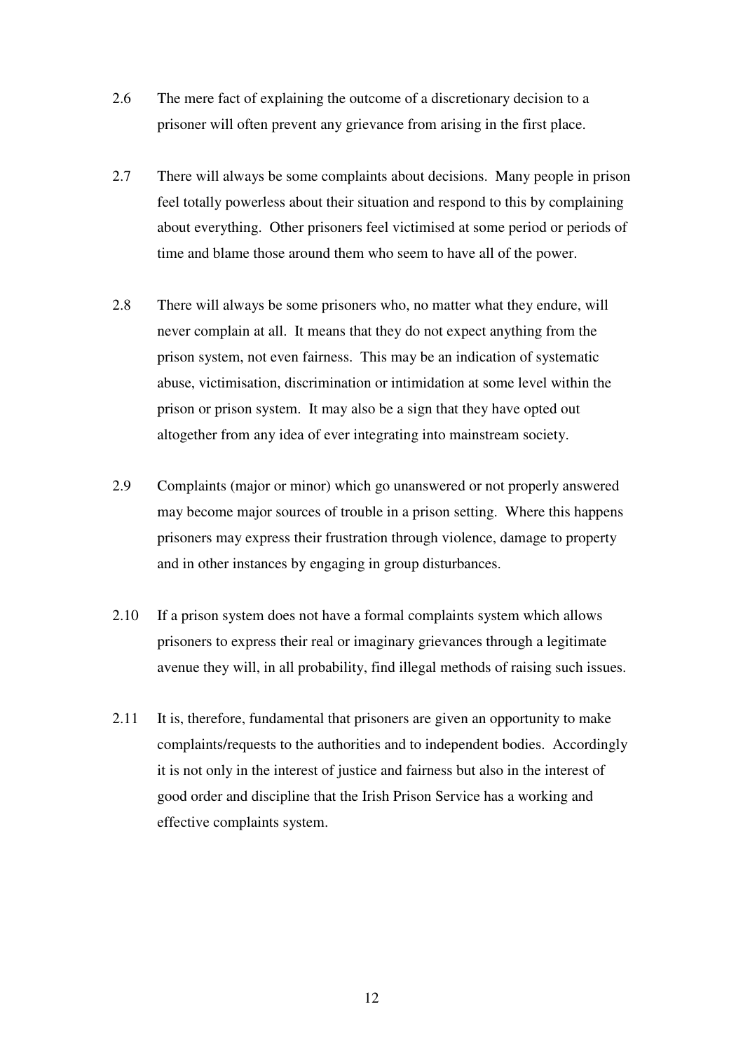2.6 The mere fact of explaining the outcome of a discretionary decision to a prisoner will often prevent any grievance from arising in the first place.

2.7 There will always be some complaints about decisions. Many people in prison feel totally powerless about their situation and respond to this by complaining about everything. Other prisoners feel victimised at some period or periods of time and blame those around them who seem to have all of the power.

2.8 There will always be some prisoners who, no matter what they endure, will never complain at all. It means that they do not expect anything from the prison system, not even fairness. This may be an indication of systematic abuse, victimisation, discrimination or intimidation at some level within the prison or prison system. It may also be a sign that they have opted out altogether from any idea of ever integrating into mainstream society.

2.9 Complaints (major or minor) which go unanswered or not properly answered may become major sources of trouble in a prison setting. Where this happens prisoners may express their frustration through violence, damage to property and in other instances by engaging in group disturbances.

2.10 If a prison system does not have a formal complaints system which allows prisoners to express their real or imaginary grievances through a legitimate avenue they will, in all probability, find illegal methods of raising such issues.

2.11 It is, therefore, fundamental that prisoners are given an opportunity to make complaints/requests to the authorities and to independent bodies. Accordingly it is not only in the interest of justice and fairness but also in the interest of good order and discipline that the Irish Prison Service has a working and effective complaints system.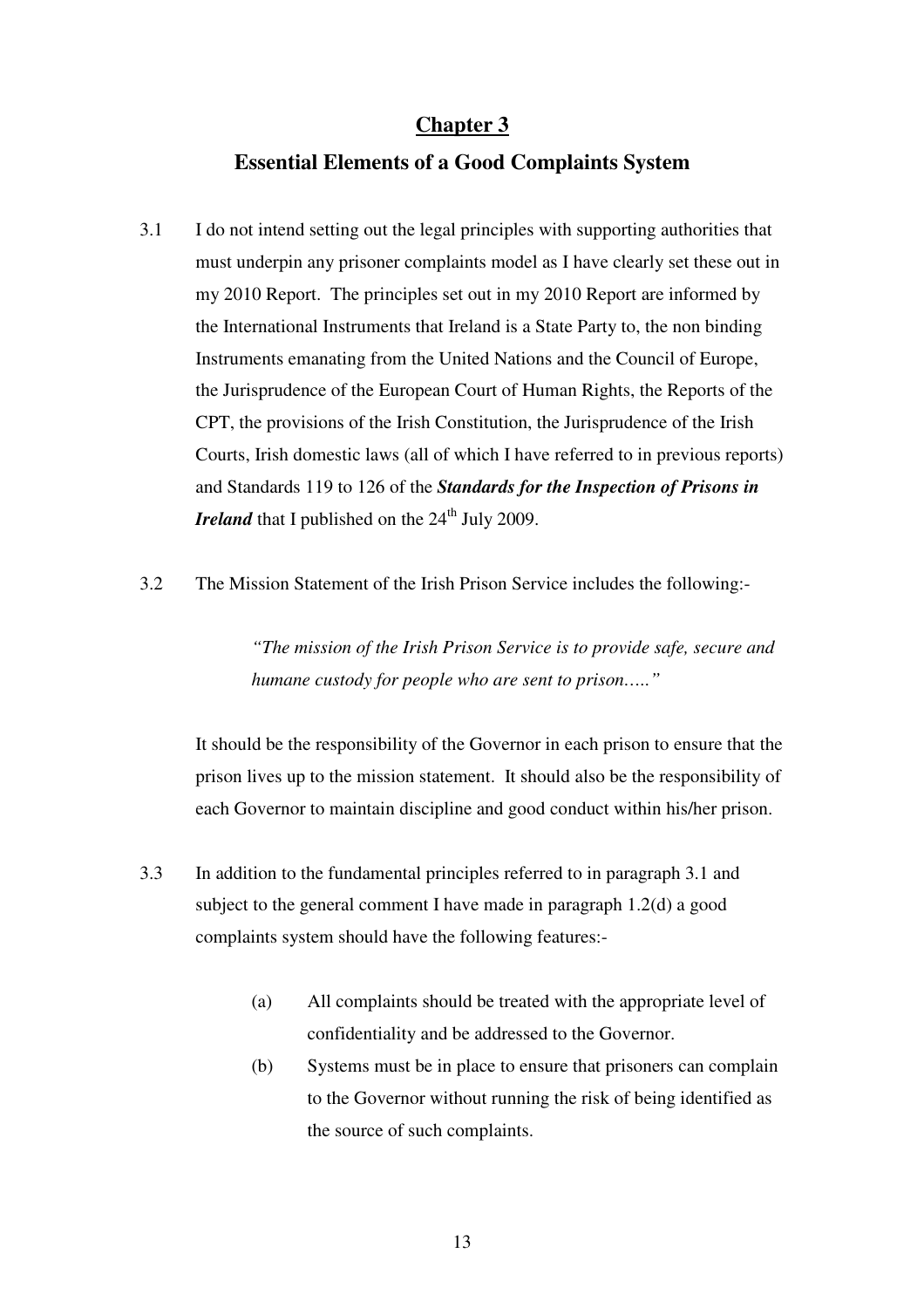## Chapter 3

## Essential Elements of a Good Complaints System

3.1 I do not intend setting out the legal principles with supporting authorities that must underpin any prisoner complaints model as I have clearly set these out in my 2010 Report. The principles set out in my 2010 Report are informed by the International Instruments that Ireland is a State Party to, the non binding Instruments emanating from the United Nations and the Council of Europe, the Jurisprudence of the European Court of Human Rights, the Reports of the CPT, the provisions of the Irish Constitution, the Jurisprudence of the Irish Courts, Irish domestic laws (all of which I have referred to in previous reports) and Standards 119 to 126 of the ***Standards for the Inspection of Prisons in Ireland*** that I published on the 24th July 2009.

3.2 The Mission Statement of the Irish Prison Service includes the following:-

> *"The mission of the Irish Prison Service is to provide safe, secure and humane custody for people who are sent to prison….."*

It should be the responsibility of the Governor in each prison to ensure that the prison lives up to the mission statement. It should also be the responsibility of each Governor to maintain discipline and good conduct within his/her prison.

3.3 In addition to the fundamental principles referred to in paragraph 3.1 and subject to the general comment I have made in paragraph 1.2(d) a good complaints system should have the following features:-

(a) All complaints should be treated with the appropriate level of confidentiality and be addressed to the Governor.

(b) Systems must be in place to ensure that prisoners can complain to the Governor without running the risk of being identified as the source of such complaints.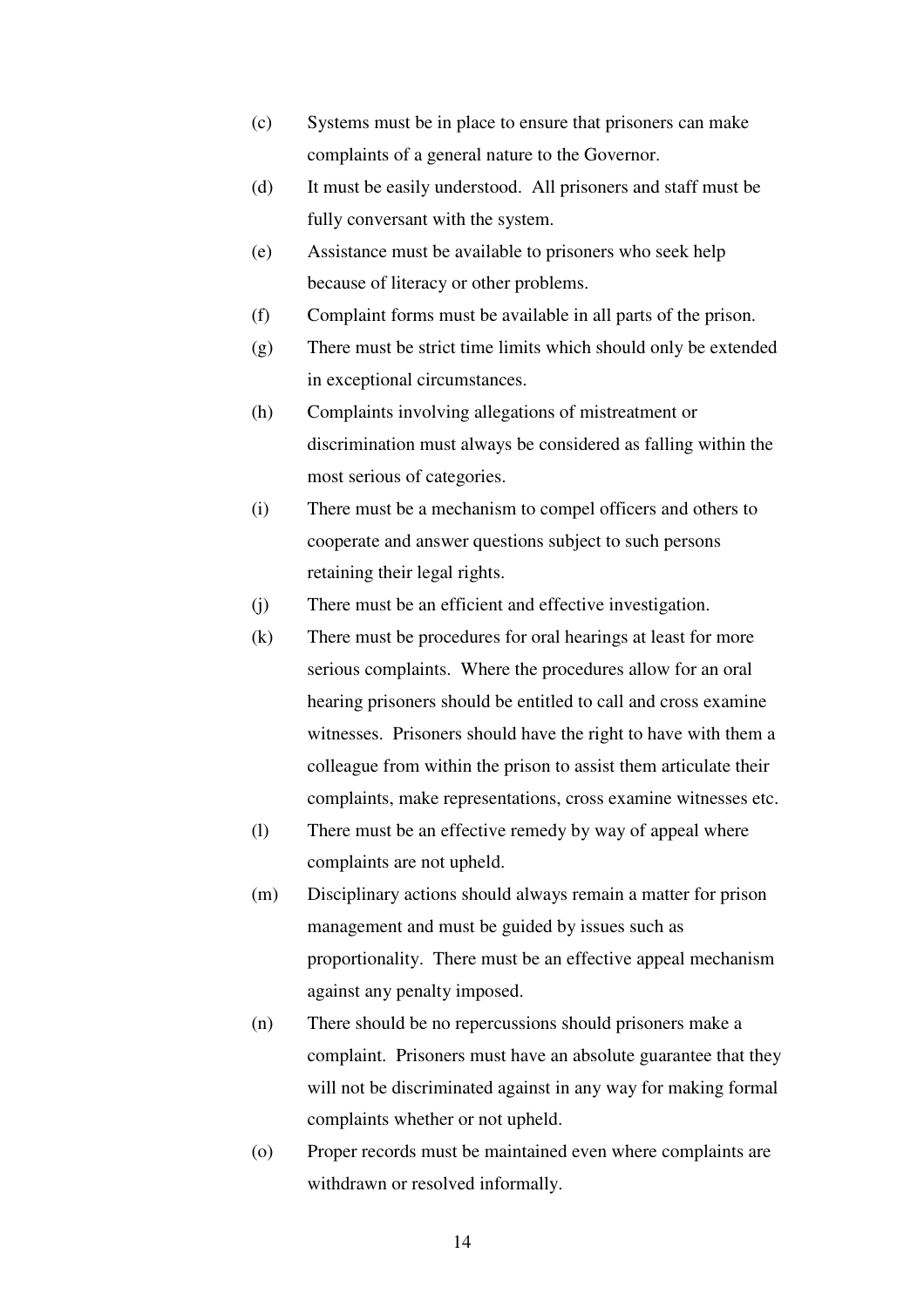(c) Systems must be in place to ensure that prisoners can make complaints of a general nature to the Governor.

(d) It must be easily understood. All prisoners and staff must be fully conversant with the system.

(e) Assistance must be available to prisoners who seek help because of literacy or other problems.

(f) Complaint forms must be available in all parts of the prison.

(g) There must be strict time limits which should only be extended in exceptional circumstances.

(h) Complaints involving allegations of mistreatment or discrimination must always be considered as falling within the most serious of categories.

(i) There must be a mechanism to compel officers and others to cooperate and answer questions subject to such persons retaining their legal rights.

(j) There must be an efficient and effective investigation.

(k) There must be procedures for oral hearings at least for more serious complaints. Where the procedures allow for an oral hearing prisoners should be entitled to call and cross examine witnesses. Prisoners should have the right to have with them a colleague from within the prison to assist them articulate their complaints, make representations, cross examine witnesses etc.

(l) There must be an effective remedy by way of appeal where complaints are not upheld.

(m) Disciplinary actions should always remain a matter for prison management and must be guided by issues such as proportionality. There must be an effective appeal mechanism against any penalty imposed.

(n) There should be no repercussions should prisoners make a complaint. Prisoners must have an absolute guarantee that they will not be discriminated against in any way for making formal complaints whether or not upheld.

(o) Proper records must be maintained even where complaints are withdrawn or resolved informally.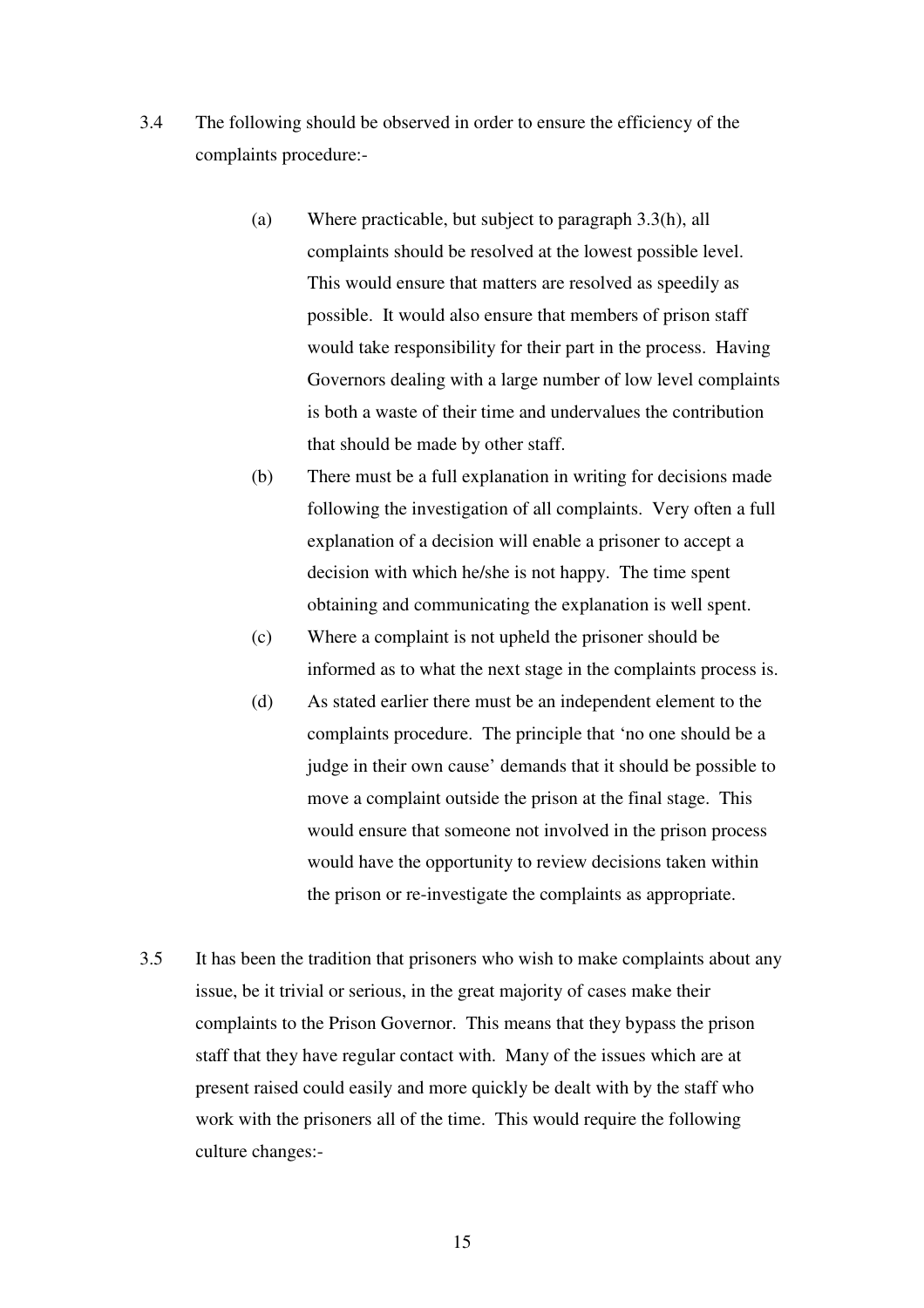3.4 The following should be observed in order to ensure the efficiency of the complaints procedure:-

   (a) Where practicable, but subject to paragraph 3.3(h), all complaints should be resolved at the lowest possible level. This would ensure that matters are resolved as speedily as possible. It would also ensure that members of prison staff would take responsibility for their part in the process. Having Governors dealing with a large number of low level complaints is both a waste of their time and undervalues the contribution that should be made by other staff.

   (b) There must be a full explanation in writing for decisions made following the investigation of all complaints. Very often a full explanation of a decision will enable a prisoner to accept a decision with which he/she is not happy. The time spent obtaining and communicating the explanation is well spent.

   (c) Where a complaint is not upheld the prisoner should be informed as to what the next stage in the complaints process is.

   (d) As stated earlier there must be an independent element to the complaints procedure. The principle that 'no one should be a judge in their own cause' demands that it should be possible to move a complaint outside the prison at the final stage. This would ensure that someone not involved in the prison process would have the opportunity to review decisions taken within the prison or re-investigate the complaints as appropriate.

3.5 It has been the tradition that prisoners who wish to make complaints about any issue, be it trivial or serious, in the great majority of cases make their complaints to the Prison Governor. This means that they bypass the prison staff that they have regular contact with. Many of the issues which are at present raised could easily and more quickly be dealt with by the staff who work with the prisoners all of the time. This would require the following culture changes:-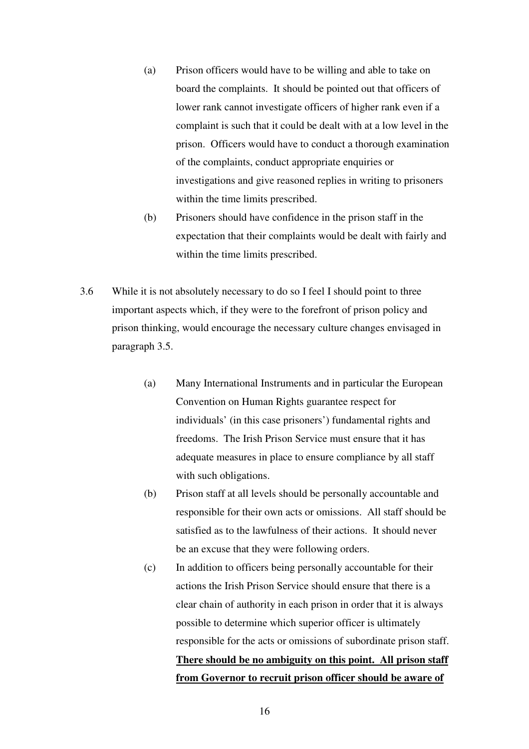(a) Prison officers would have to be willing and able to take on board the complaints. It should be pointed out that officers of lower rank cannot investigate officers of higher rank even if a complaint is such that it could be dealt with at a low level in the prison. Officers would have to conduct a thorough examination of the complaints, conduct appropriate enquiries or investigations and give reasoned replies in writing to prisoners within the time limits prescribed.

(b) Prisoners should have confidence in the prison staff in the expectation that their complaints would be dealt with fairly and within the time limits prescribed.

3.6 While it is not absolutely necessary to do so I feel I should point to three important aspects which, if they were to the forefront of prison policy and prison thinking, would encourage the necessary culture changes envisaged in paragraph 3.5.

(a) Many International Instruments and in particular the European Convention on Human Rights guarantee respect for individuals' (in this case prisoners') fundamental rights and freedoms. The Irish Prison Service must ensure that it has adequate measures in place to ensure compliance by all staff with such obligations.

(b) Prison staff at all levels should be personally accountable and responsible for their own acts or omissions. All staff should be satisfied as to the lawfulness of their actions. It should never be an excuse that they were following orders.

(c) In addition to officers being personally accountable for their actions the Irish Prison Service should ensure that there is a clear chain of authority in each prison in order that it is always possible to determine which superior officer is ultimately responsible for the acts or omissions of subordinate prison staff. **<u>There should be no ambiguity on this point. All prison staff from Governor to recruit prison officer should be aware of</u>**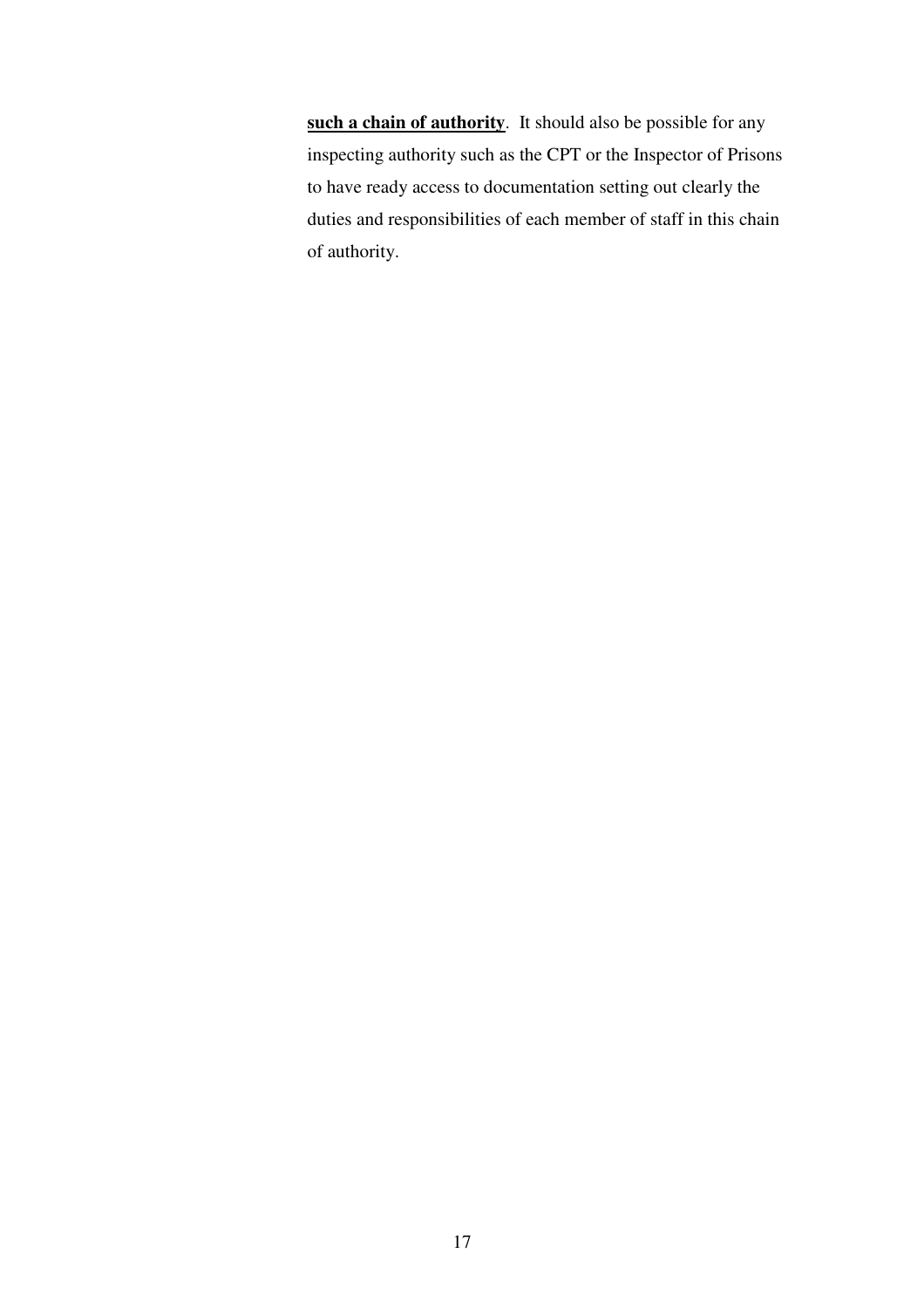**such a chain of authority**. It should also be possible for any inspecting authority such as the CPT or the Inspector of Prisons to have ready access to documentation setting out clearly the duties and responsibilities of each member of staff in this chain of authority.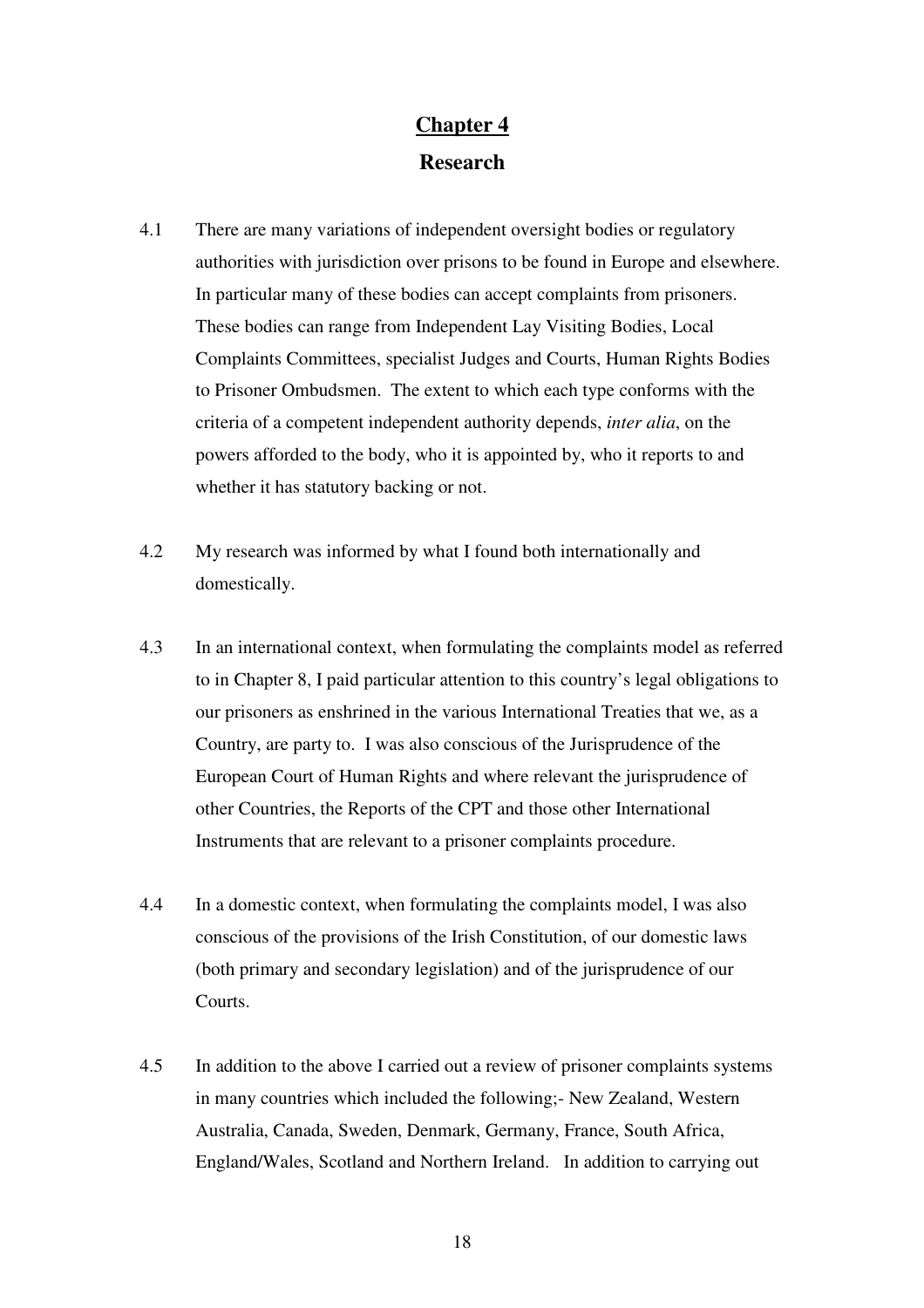# Chapter 4

## Research

4.1 There are many variations of independent oversight bodies or regulatory authorities with jurisdiction over prisons to be found in Europe and elsewhere. In particular many of these bodies can accept complaints from prisoners. These bodies can range from Independent Lay Visiting Bodies, Local Complaints Committees, specialist Judges and Courts, Human Rights Bodies to Prisoner Ombudsmen. The extent to which each type conforms with the criteria of a competent independent authority depends, *inter alia*, on the powers afforded to the body, who it is appointed by, who it reports to and whether it has statutory backing or not.

4.2 My research was informed by what I found both internationally and domestically.

4.3 In an international context, when formulating the complaints model as referred to in Chapter 8, I paid particular attention to this country's legal obligations to our prisoners as enshrined in the various International Treaties that we, as a Country, are party to. I was also conscious of the Jurisprudence of the European Court of Human Rights and where relevant the jurisprudence of other Countries, the Reports of the CPT and those other International Instruments that are relevant to a prisoner complaints procedure.

4.4 In a domestic context, when formulating the complaints model, I was also conscious of the provisions of the Irish Constitution, of our domestic laws (both primary and secondary legislation) and of the jurisprudence of our Courts.

4.5 In addition to the above I carried out a review of prisoner complaints systems in many countries which included the following;- New Zealand, Western Australia, Canada, Sweden, Denmark, Germany, France, South Africa, England/Wales, Scotland and Northern Ireland. In addition to carrying out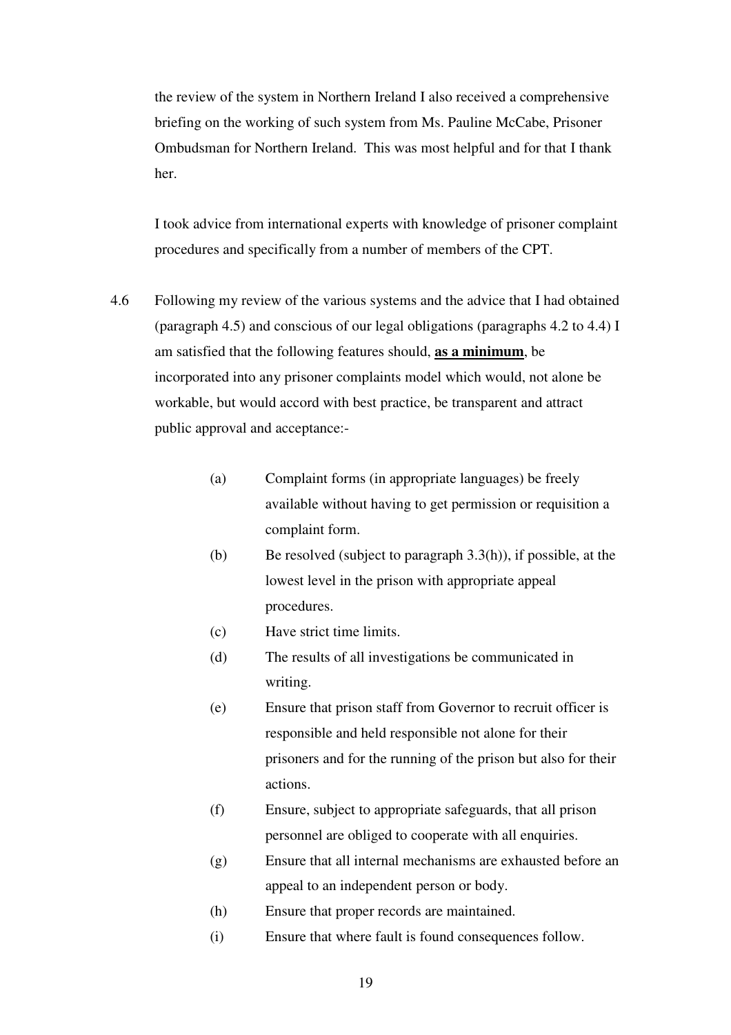the review of the system in Northern Ireland I also received a comprehensive briefing on the working of such system from Ms. Pauline McCabe, Prisoner Ombudsman for Northern Ireland. This was most helpful and for that I thank her.

I took advice from international experts with knowledge of prisoner complaint procedures and specifically from a number of members of the CPT.

4.6 Following my review of the various systems and the advice that I had obtained (paragraph 4.5) and conscious of our legal obligations (paragraphs 4.2 to 4.4) I am satisfied that the following features should, **as a minimum**, be incorporated into any prisoner complaints model which would, not alone be workable, but would accord with best practice, be transparent and attract public approval and acceptance:-

- (a) Complaint forms (in appropriate languages) be freely available without having to get permission or requisition a complaint form.
- (b) Be resolved (subject to paragraph 3.3(h)), if possible, at the lowest level in the prison with appropriate appeal procedures.
- (c) Have strict time limits.
- (d) The results of all investigations be communicated in writing.
- (e) Ensure that prison staff from Governor to recruit officer is responsible and held responsible not alone for their prisoners and for the running of the prison but also for their actions.
- (f) Ensure, subject to appropriate safeguards, that all prison personnel are obliged to cooperate with all enquiries.
- (g) Ensure that all internal mechanisms are exhausted before an appeal to an independent person or body.
- (h) Ensure that proper records are maintained.
- (i) Ensure that where fault is found consequences follow.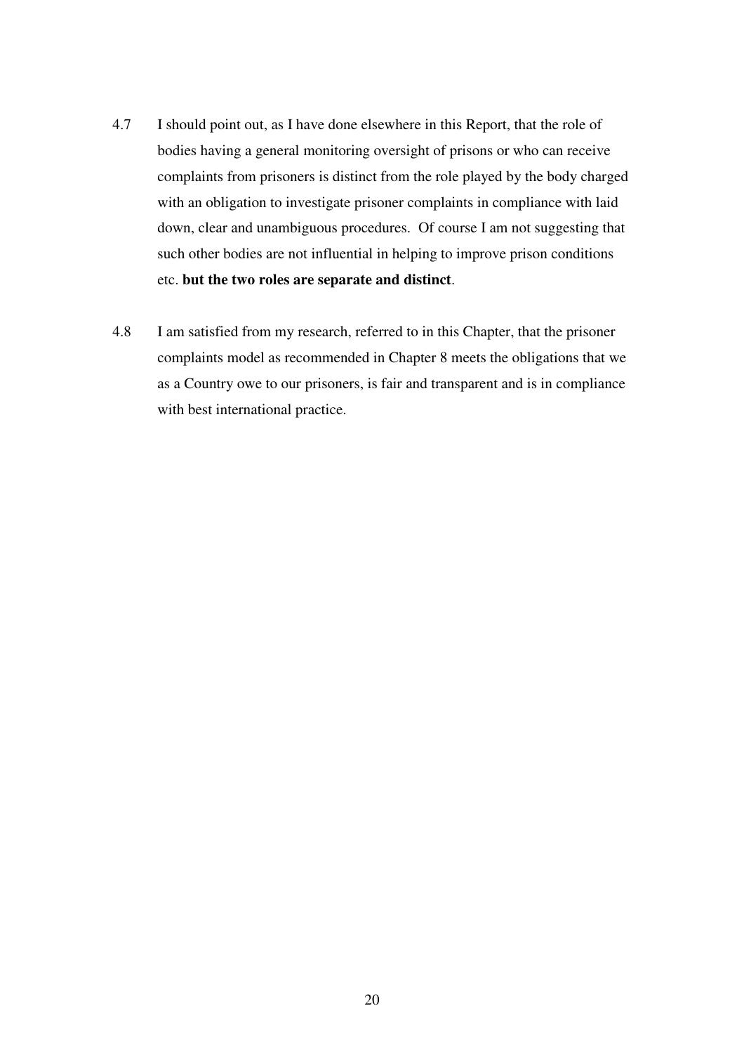4.7 I should point out, as I have done elsewhere in this Report, that the role of bodies having a general monitoring oversight of prisons or who can receive complaints from prisoners is distinct from the role played by the body charged with an obligation to investigate prisoner complaints in compliance with laid down, clear and unambiguous procedures. Of course I am not suggesting that such other bodies are not influential in helping to improve prison conditions etc. **but the two roles are separate and distinct**.

4.8 I am satisfied from my research, referred to in this Chapter, that the prisoner complaints model as recommended in Chapter 8 meets the obligations that we as a Country owe to our prisoners, is fair and transparent and is in compliance with best international practice.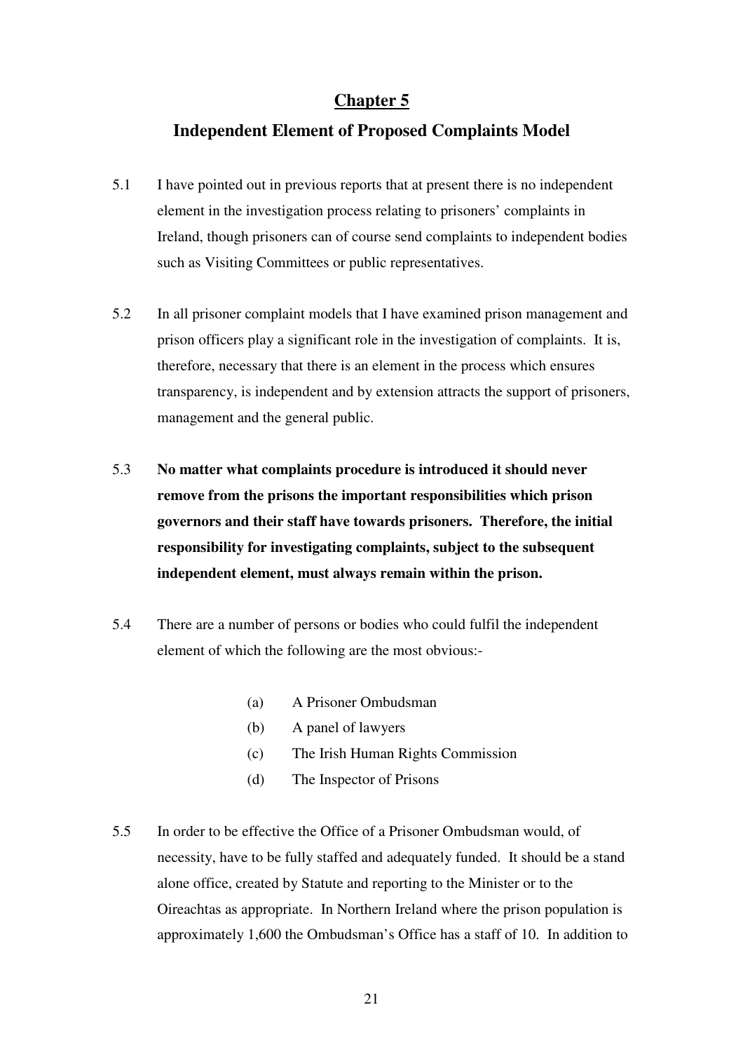# Chapter 5

## Independent Element of Proposed Complaints Model

5.1 I have pointed out in previous reports that at present there is no independent element in the investigation process relating to prisoners' complaints in Ireland, though prisoners can of course send complaints to independent bodies such as Visiting Committees or public representatives.

5.2 In all prisoner complaint models that I have examined prison management and prison officers play a significant role in the investigation of complaints. It is, therefore, necessary that there is an element in the process which ensures transparency, is independent and by extension attracts the support of prisoners, management and the general public.

5.3 **No matter what complaints procedure is introduced it should never remove from the prisons the important responsibilities which prison governors and their staff have towards prisoners. Therefore, the initial responsibility for investigating complaints, subject to the subsequent independent element, must always remain within the prison.**

5.4 There are a number of persons or bodies who could fulfil the independent element of which the following are the most obvious:-

- (a) A Prisoner Ombudsman
- (b) A panel of lawyers
- (c) The Irish Human Rights Commission
- (d) The Inspector of Prisons

5.5 In order to be effective the Office of a Prisoner Ombudsman would, of necessity, have to be fully staffed and adequately funded. It should be a stand alone office, created by Statute and reporting to the Minister or to the Oireachtas as appropriate. In Northern Ireland where the prison population is approximately 1,600 the Ombudsman's Office has a staff of 10. In addition to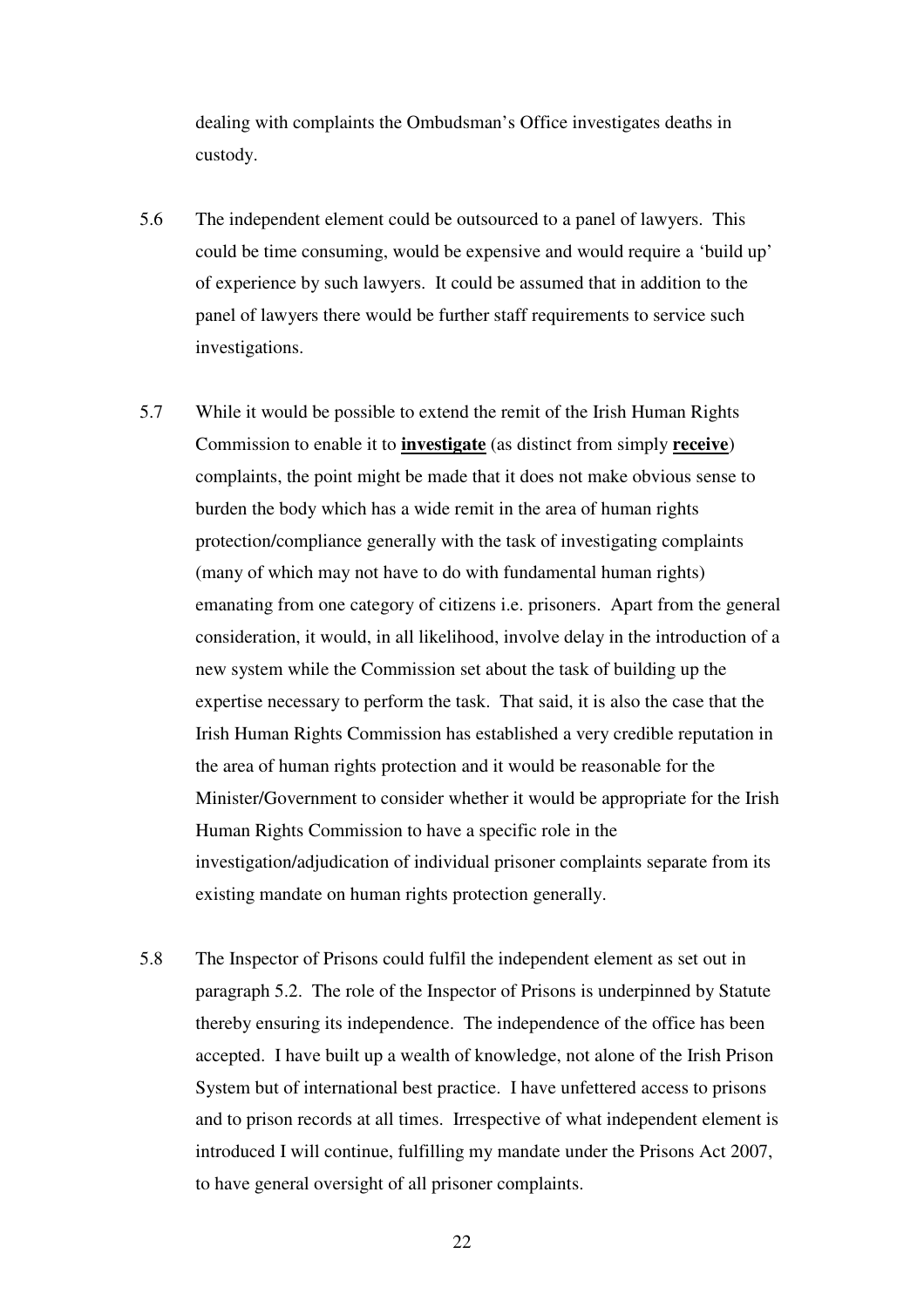dealing with complaints the Ombudsman's Office investigates deaths in custody.

5.6 The independent element could be outsourced to a panel of lawyers. This could be time consuming, would be expensive and would require a 'build up' of experience by such lawyers. It could be assumed that in addition to the panel of lawyers there would be further staff requirements to service such investigations.

5.7 While it would be possible to extend the remit of the Irish Human Rights Commission to enable it to **<u>investigate</u>** (as distinct from simply **<u>receive</u>**) complaints, the point might be made that it does not make obvious sense to burden the body which has a wide remit in the area of human rights protection/compliance generally with the task of investigating complaints (many of which may not have to do with fundamental human rights) emanating from one category of citizens i.e. prisoners. Apart from the general consideration, it would, in all likelihood, involve delay in the introduction of a new system while the Commission set about the task of building up the expertise necessary to perform the task. That said, it is also the case that the Irish Human Rights Commission has established a very credible reputation in the area of human rights protection and it would be reasonable for the Minister/Government to consider whether it would be appropriate for the Irish Human Rights Commission to have a specific role in the investigation/adjudication of individual prisoner complaints separate from its existing mandate on human rights protection generally.

5.8 The Inspector of Prisons could fulfil the independent element as set out in paragraph 5.2. The role of the Inspector of Prisons is underpinned by Statute thereby ensuring its independence. The independence of the office has been accepted. I have built up a wealth of knowledge, not alone of the Irish Prison System but of international best practice. I have unfettered access to prisons and to prison records at all times. Irrespective of what independent element is introduced I will continue, fulfilling my mandate under the Prisons Act 2007, to have general oversight of all prisoner complaints.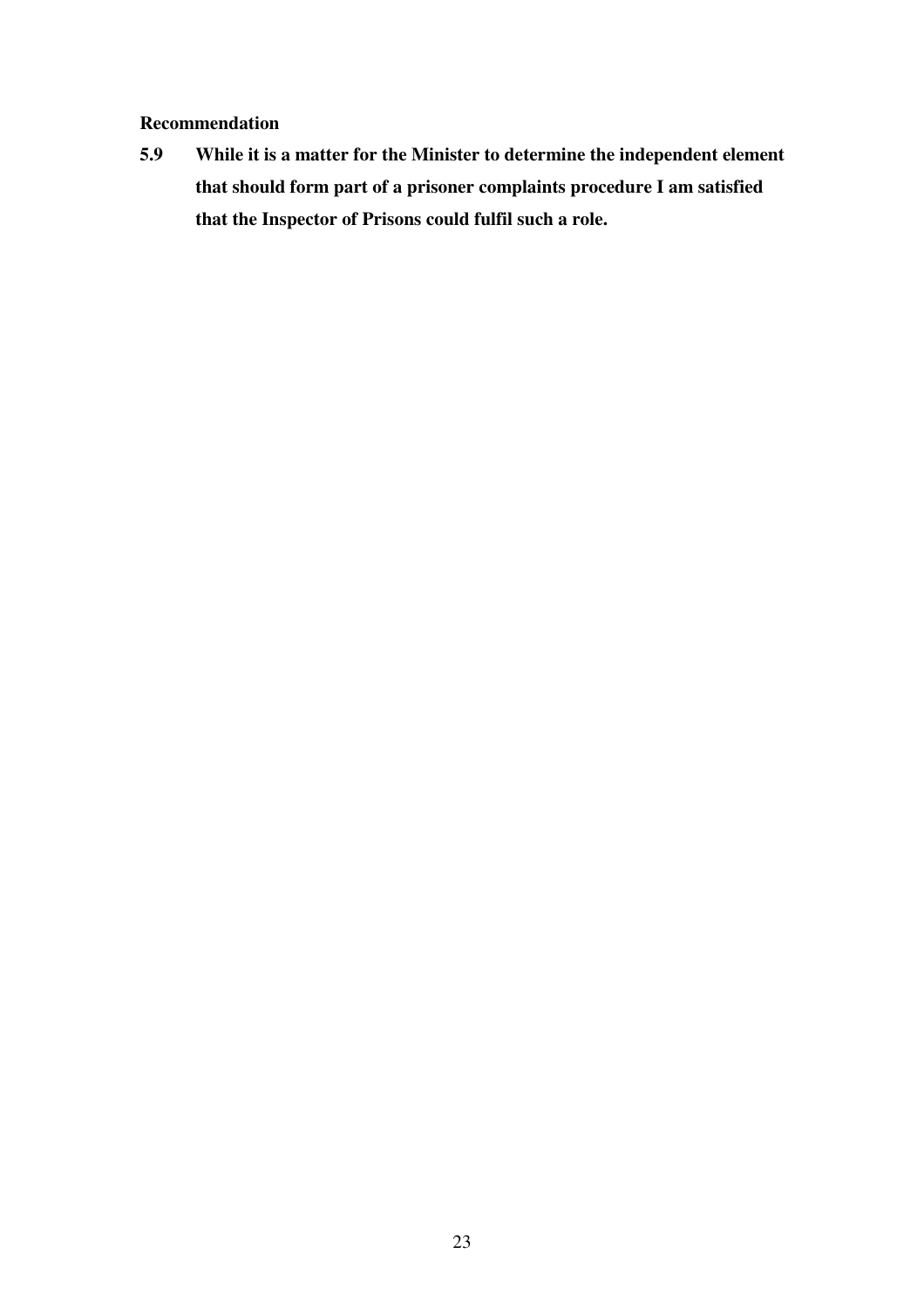**Recommendation**

**5.9 While it is a matter for the Minister to determine the independent element that should form part of a prisoner complaints procedure I am satisfied that the Inspector of Prisons could fulfil such a role.**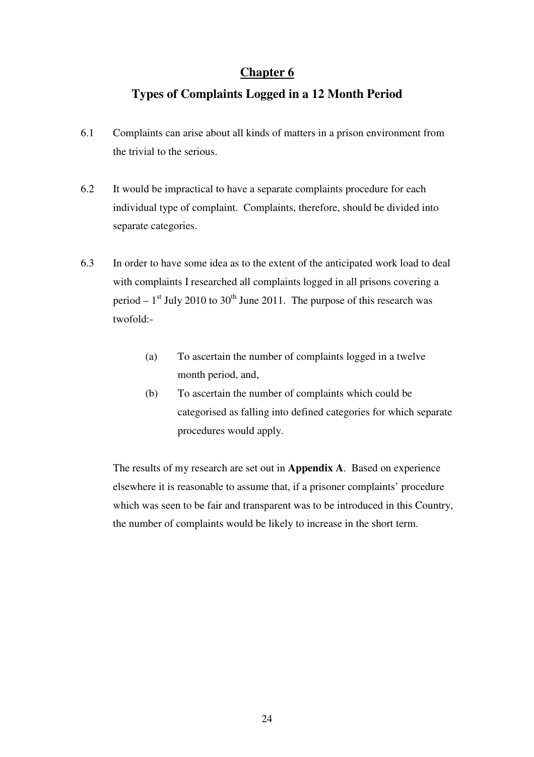# Chapter 6

## Types of Complaints Logged in a 12 Month Period

6.1 Complaints can arise about all kinds of matters in a prison environment from the trivial to the serious.

6.2 It would be impractical to have a separate complaints procedure for each individual type of complaint. Complaints, therefore, should be divided into separate categories.

6.3 In order to have some idea as to the extent of the anticipated work load to deal with complaints I researched all complaints logged in all prisons covering a period – 1st July 2010 to 30th June 2011. The purpose of this research was twofold:-

(a) To ascertain the number of complaints logged in a twelve month period, and,

(b) To ascertain the number of complaints which could be categorised as falling into defined categories for which separate procedures would apply.

The results of my research are set out in **Appendix A**. Based on experience elsewhere it is reasonable to assume that, if a prisoner complaints' procedure which was seen to be fair and transparent was to be introduced in this Country, the number of complaints would be likely to increase in the short term.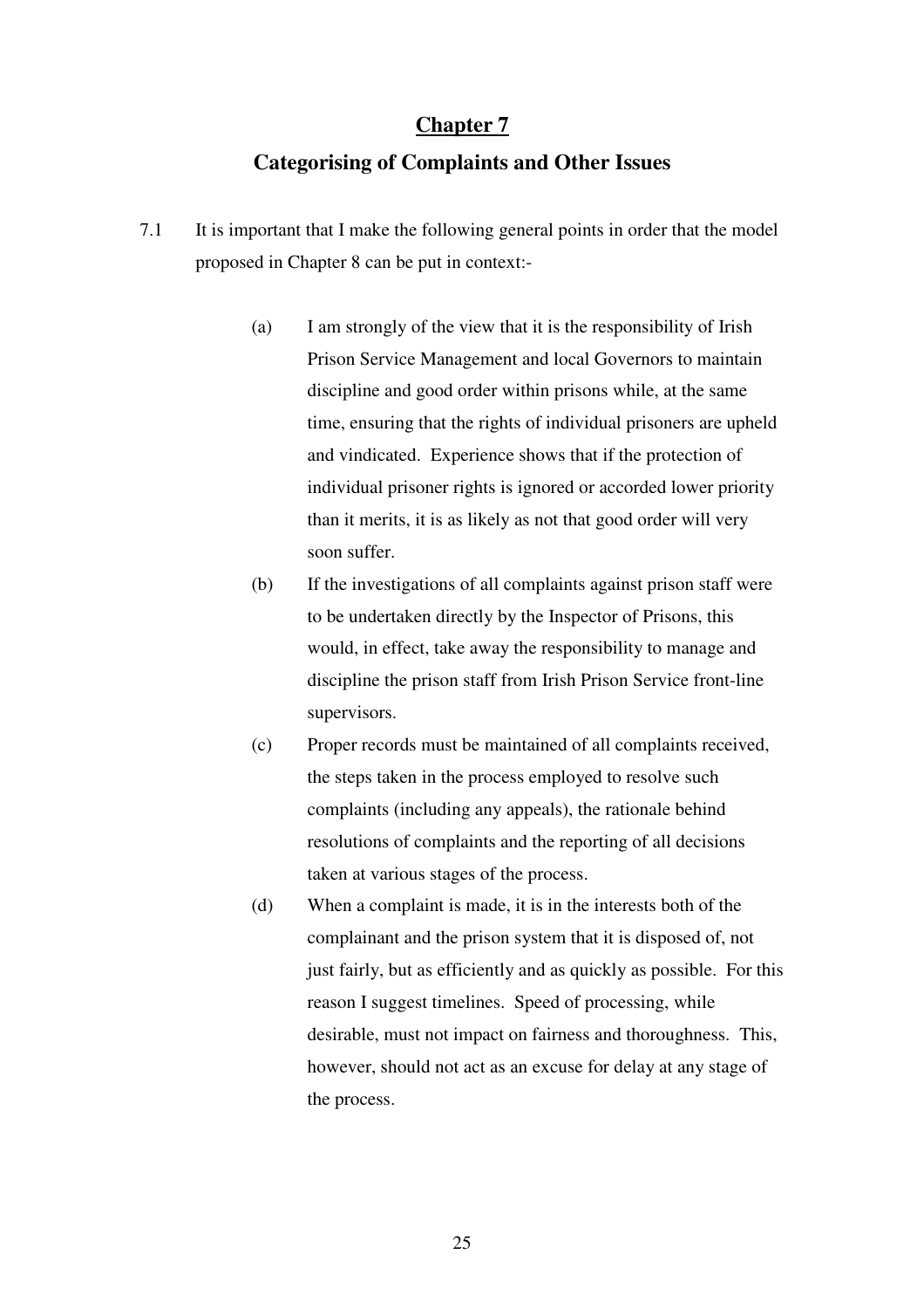# Chapter 7

## Categorising of Complaints and Other Issues

7.1 It is important that I make the following general points in order that the model proposed in Chapter 8 can be put in context:-

(a) I am strongly of the view that it is the responsibility of Irish Prison Service Management and local Governors to maintain discipline and good order within prisons while, at the same time, ensuring that the rights of individual prisoners are upheld and vindicated. Experience shows that if the protection of individual prisoner rights is ignored or accorded lower priority than it merits, it is as likely as not that good order will very soon suffer.

(b) If the investigations of all complaints against prison staff were to be undertaken directly by the Inspector of Prisons, this would, in effect, take away the responsibility to manage and discipline the prison staff from Irish Prison Service front-line supervisors.

(c) Proper records must be maintained of all complaints received, the steps taken in the process employed to resolve such complaints (including any appeals), the rationale behind resolutions of complaints and the reporting of all decisions taken at various stages of the process.

(d) When a complaint is made, it is in the interests both of the complainant and the prison system that it is disposed of, not just fairly, but as efficiently and as quickly as possible. For this reason I suggest timelines. Speed of processing, while desirable, must not impact on fairness and thoroughness. This, however, should not act as an excuse for delay at any stage of the process.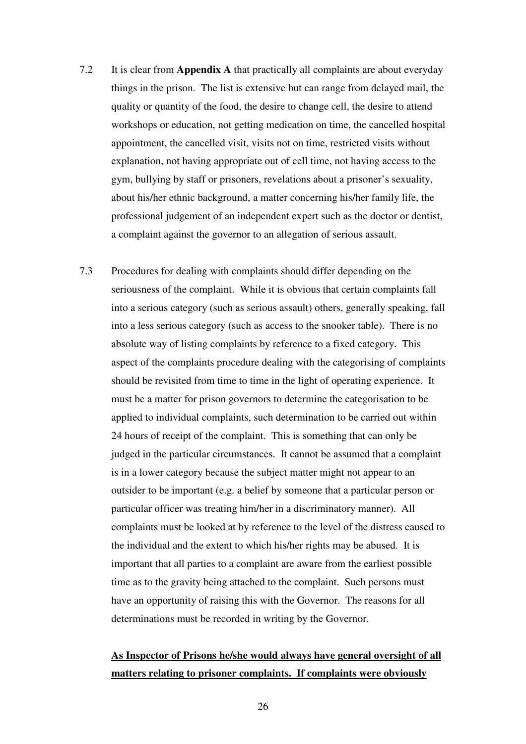7.2 It is clear from **Appendix A** that practically all complaints are about everyday things in the prison. The list is extensive but can range from delayed mail, the quality or quantity of the food, the desire to change cell, the desire to attend workshops or education, not getting medication on time, the cancelled hospital appointment, the cancelled visit, visits not on time, restricted visits without explanation, not having appropriate out of cell time, not having access to the gym, bullying by staff or prisoners, revelations about a prisoner's sexuality, about his/her ethnic background, a matter concerning his/her family life, the professional judgement of an independent expert such as the doctor or dentist, a complaint against the governor to an allegation of serious assault.

7.3 Procedures for dealing with complaints should differ depending on the seriousness of the complaint. While it is obvious that certain complaints fall into a serious category (such as serious assault) others, generally speaking, fall into a less serious category (such as access to the snooker table). There is no absolute way of listing complaints by reference to a fixed category. This aspect of the complaints procedure dealing with the categorising of complaints should be revisited from time to time in the light of operating experience. It must be a matter for prison governors to determine the categorisation to be applied to individual complaints, such determination to be carried out within 24 hours of receipt of the complaint. This is something that can only be judged in the particular circumstances. It cannot be assumed that a complaint is in a lower category because the subject matter might not appear to an outsider to be important (e.g. a belief by someone that a particular person or particular officer was treating him/her in a discriminatory manner). All complaints must be looked at by reference to the level of the distress caused to the individual and the extent to which his/her rights may be abused. It is important that all parties to a complaint are aware from the earliest possible time as to the gravity being attached to the complaint. Such persons must have an opportunity of raising this with the Governor. The reasons for all determinations must be recorded in writing by the Governor.

**<u>As Inspector of Prisons he/she would always have general oversight of all matters relating to prisoner complaints. If complaints were obviously</u>**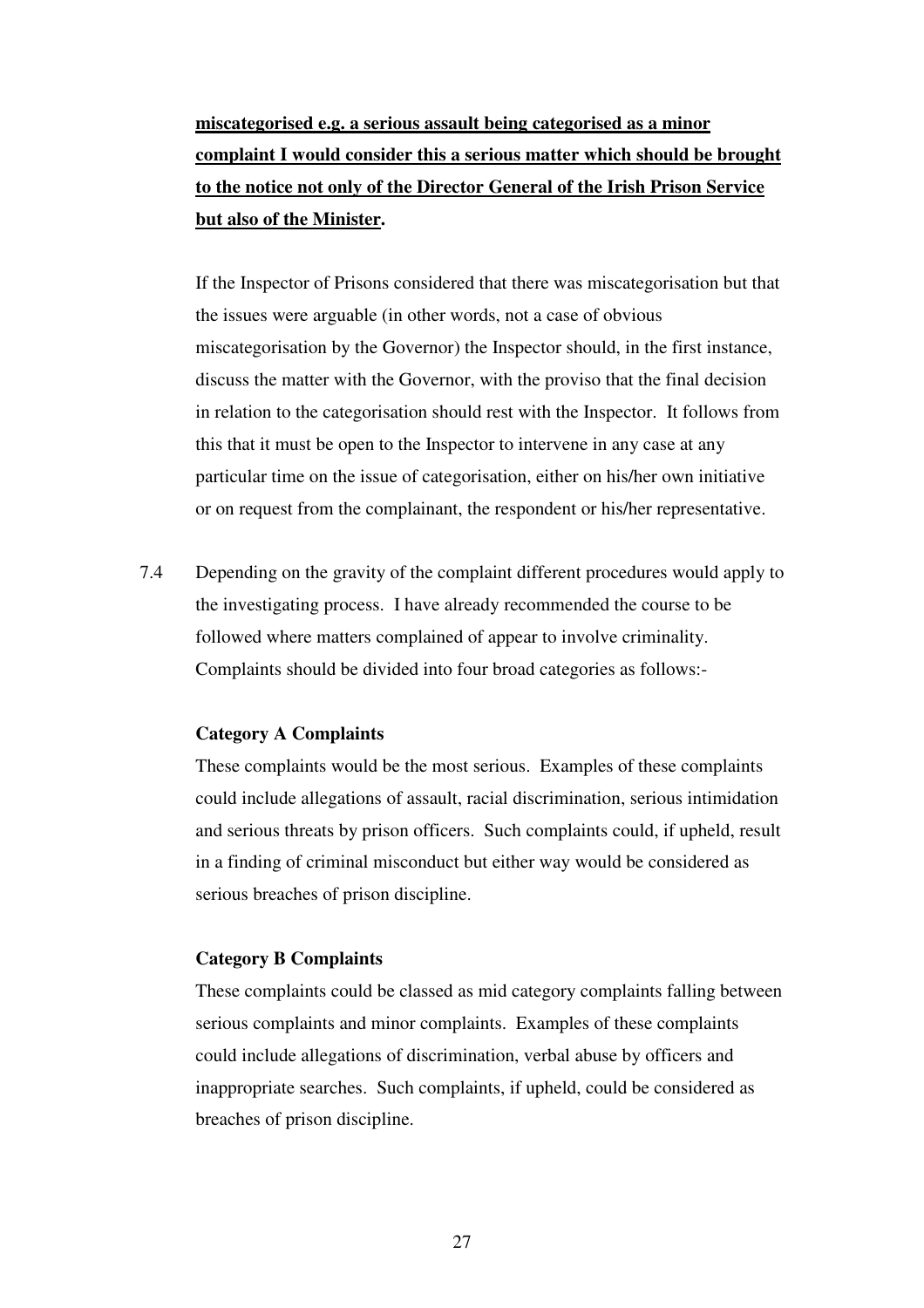**miscategorised e.g. a serious assault being categorised as a minor complaint I would consider this a serious matter which should be brought to the notice not only of the Director General of the Irish Prison Service but also of the Minister.**

If the Inspector of Prisons considered that there was miscategorisation but that the issues were arguable (in other words, not a case of obvious miscategorisation by the Governor) the Inspector should, in the first instance, discuss the matter with the Governor, with the proviso that the final decision in relation to the categorisation should rest with the Inspector. It follows from this that it must be open to the Inspector to intervene in any case at any particular time on the issue of categorisation, either on his/her own initiative or on request from the complainant, the respondent or his/her representative.

7.4 Depending on the gravity of the complaint different procedures would apply to the investigating process. I have already recommended the course to be followed where matters complained of appear to involve criminality. Complaints should be divided into four broad categories as follows:-

**Category A Complaints**

These complaints would be the most serious. Examples of these complaints could include allegations of assault, racial discrimination, serious intimidation and serious threats by prison officers. Such complaints could, if upheld, result in a finding of criminal misconduct but either way would be considered as serious breaches of prison discipline.

**Category B Complaints**

These complaints could be classed as mid category complaints falling between serious complaints and minor complaints. Examples of these complaints could include allegations of discrimination, verbal abuse by officers and inappropriate searches. Such complaints, if upheld, could be considered as breaches of prison discipline.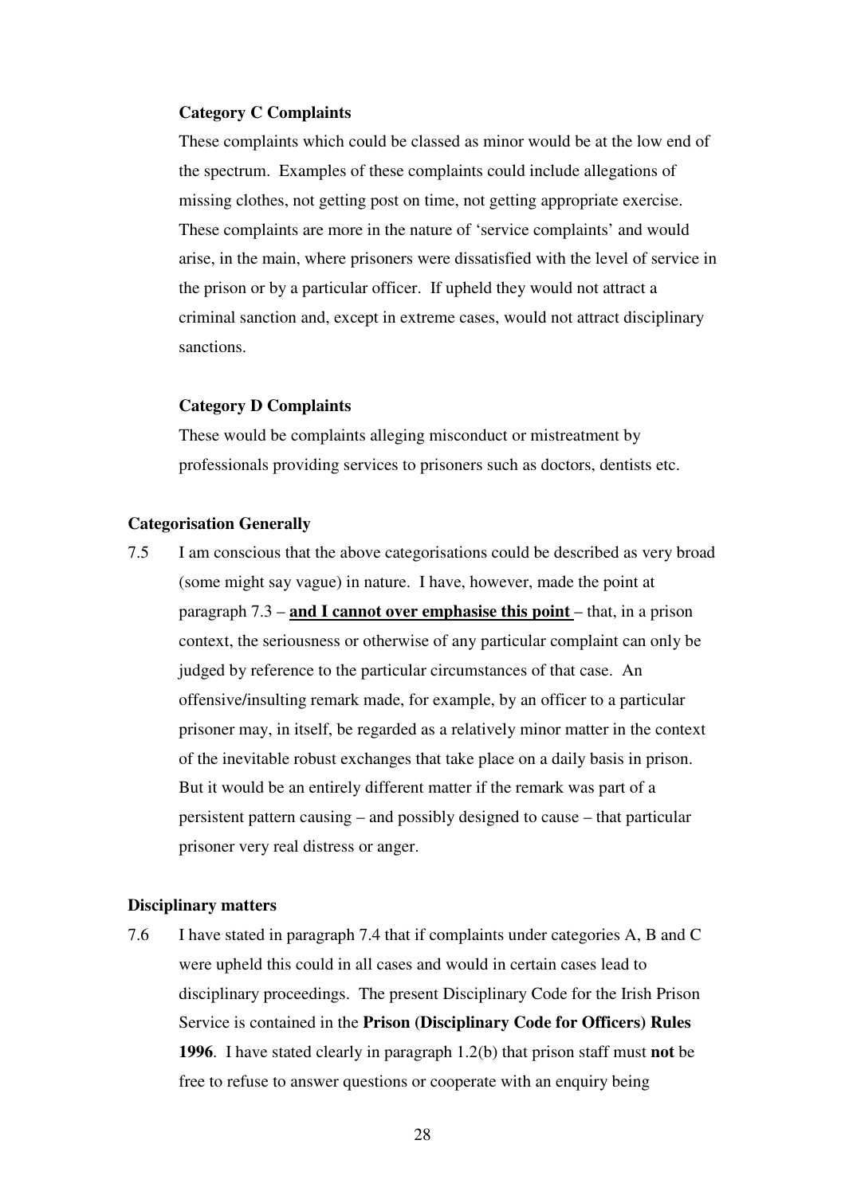**Category C Complaints**

These complaints which could be classed as minor would be at the low end of the spectrum. Examples of these complaints could include allegations of missing clothes, not getting post on time, not getting appropriate exercise. These complaints are more in the nature of 'service complaints' and would arise, in the main, where prisoners were dissatisfied with the level of service in the prison or by a particular officer. If upheld they would not attract a criminal sanction and, except in extreme cases, would not attract disciplinary sanctions.

**Category D Complaints**

These would be complaints alleging misconduct or mistreatment by professionals providing services to prisoners such as doctors, dentists etc.

### Categorisation Generally

7.5 I am conscious that the above categorisations could be described as very broad (some might say vague) in nature. I have, however, made the point at paragraph 7.3 – **<u>and I cannot over emphasise this point</u>** – that, in a prison context, the seriousness or otherwise of any particular complaint can only be judged by reference to the particular circumstances of that case. An offensive/insulting remark made, for example, by an officer to a particular prisoner may, in itself, be regarded as a relatively minor matter in the context of the inevitable robust exchanges that take place on a daily basis in prison. But it would be an entirely different matter if the remark was part of a persistent pattern causing – and possibly designed to cause – that particular prisoner very real distress or anger.

### Disciplinary matters

7.6 I have stated in paragraph 7.4 that if complaints under categories A, B and C were upheld this could in all cases and would in certain cases lead to disciplinary proceedings. The present Disciplinary Code for the Irish Prison Service is contained in the **Prison (Disciplinary Code for Officers) Rules 1996**. I have stated clearly in paragraph 1.2(b) that prison staff must **not** be free to refuse to answer questions or cooperate with an enquiry being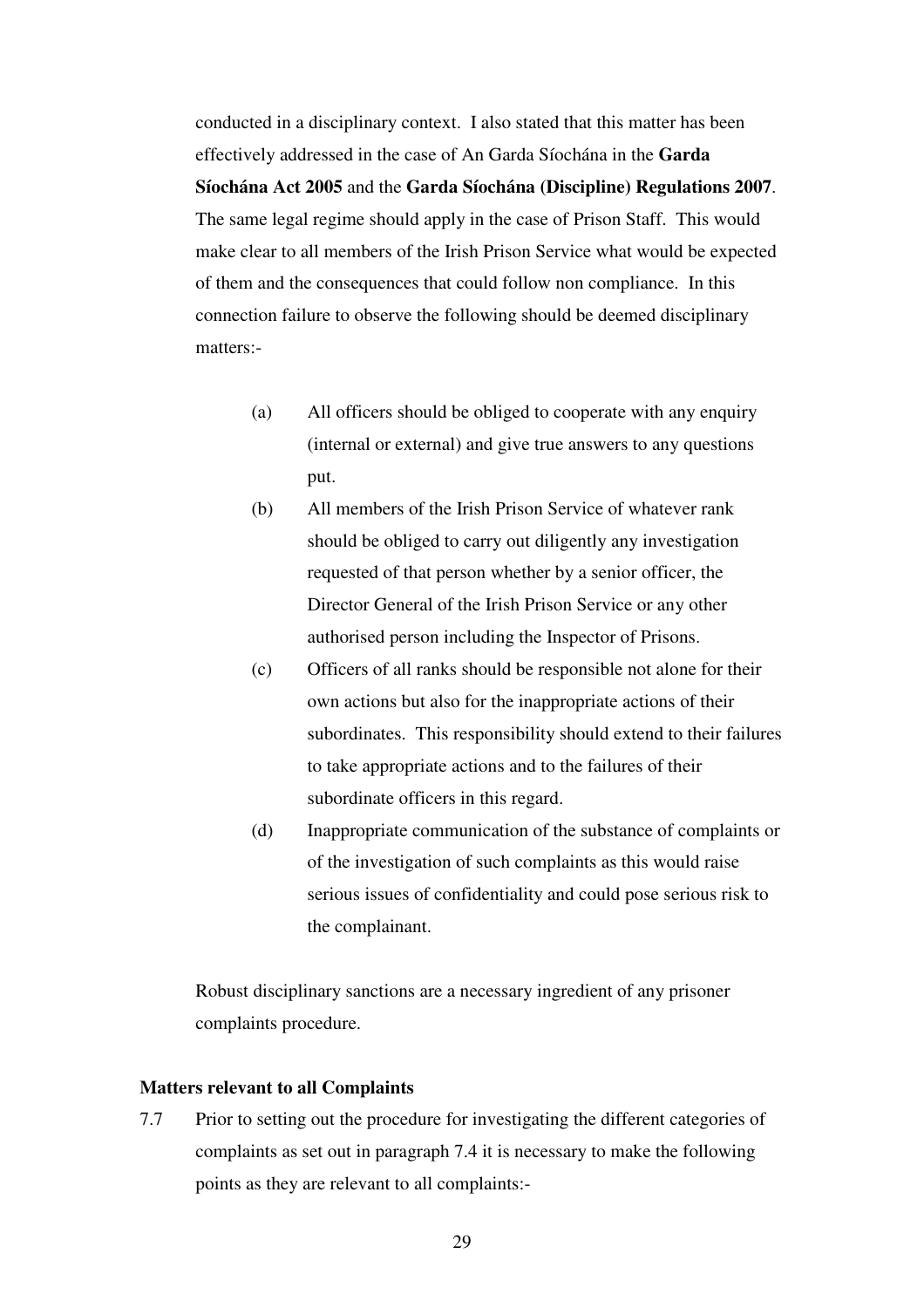conducted in a disciplinary context. I also stated that this matter has been effectively addressed in the case of An Garda Síochána in the **Garda Síochána Act 2005** and the **Garda Síochána (Discipline) Regulations 2007**. The same legal regime should apply in the case of Prison Staff. This would make clear to all members of the Irish Prison Service what would be expected of them and the consequences that could follow non compliance. In this connection failure to observe the following should be deemed disciplinary matters:-

(a) All officers should be obliged to cooperate with any enquiry (internal or external) and give true answers to any questions put.

(b) All members of the Irish Prison Service of whatever rank should be obliged to carry out diligently any investigation requested of that person whether by a senior officer, the Director General of the Irish Prison Service or any other authorised person including the Inspector of Prisons.

(c) Officers of all ranks should be responsible not alone for their own actions but also for the inappropriate actions of their subordinates. This responsibility should extend to their failures to take appropriate actions and to the failures of their subordinate officers in this regard.

(d) Inappropriate communication of the substance of complaints or of the investigation of such complaints as this would raise serious issues of confidentiality and could pose serious risk to the complainant.

Robust disciplinary sanctions are a necessary ingredient of any prisoner complaints procedure.

**Matters relevant to all Complaints**

7.7 Prior to setting out the procedure for investigating the different categories of complaints as set out in paragraph 7.4 it is necessary to make the following points as they are relevant to all complaints:-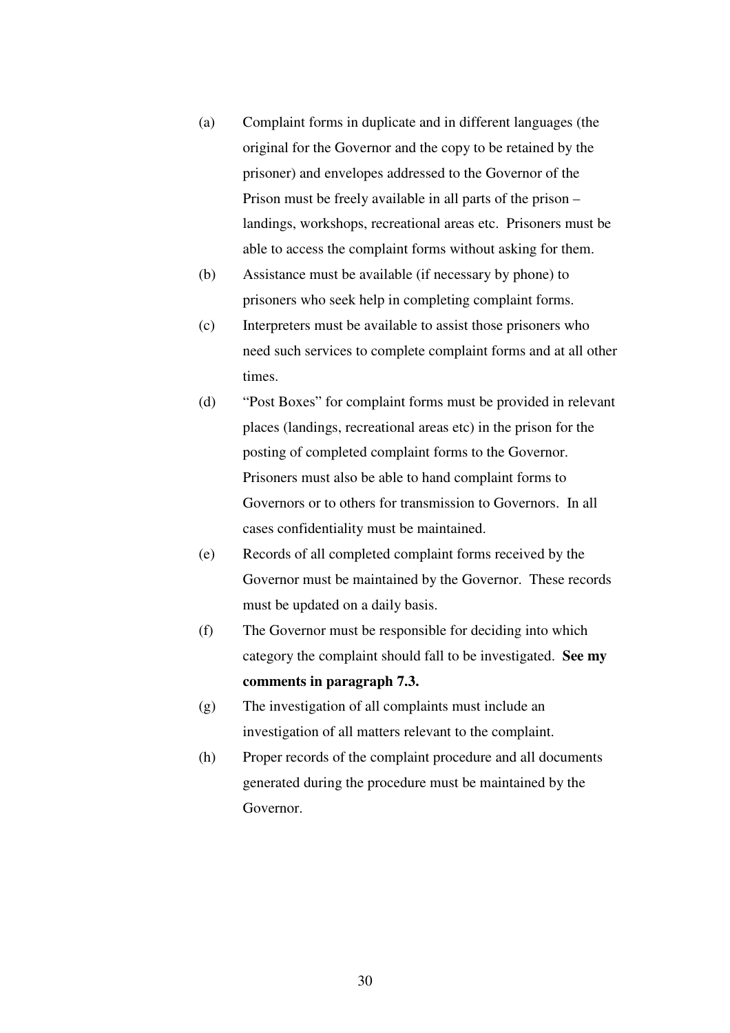(a) Complaint forms in duplicate and in different languages (the original for the Governor and the copy to be retained by the prisoner) and envelopes addressed to the Governor of the Prison must be freely available in all parts of the prison – landings, workshops, recreational areas etc. Prisoners must be able to access the complaint forms without asking for them.

(b) Assistance must be available (if necessary by phone) to prisoners who seek help in completing complaint forms.

(c) Interpreters must be available to assist those prisoners who need such services to complete complaint forms and at all other times.

(d) "Post Boxes" for complaint forms must be provided in relevant places (landings, recreational areas etc) in the prison for the posting of completed complaint forms to the Governor. Prisoners must also be able to hand complaint forms to Governors or to others for transmission to Governors. In all cases confidentiality must be maintained.

(e) Records of all completed complaint forms received by the Governor must be maintained by the Governor. These records must be updated on a daily basis.

(f) The Governor must be responsible for deciding into which category the complaint should fall to be investigated. **See my comments in paragraph 7.3.**

(g) The investigation of all complaints must include an investigation of all matters relevant to the complaint.

(h) Proper records of the complaint procedure and all documents generated during the procedure must be maintained by the Governor.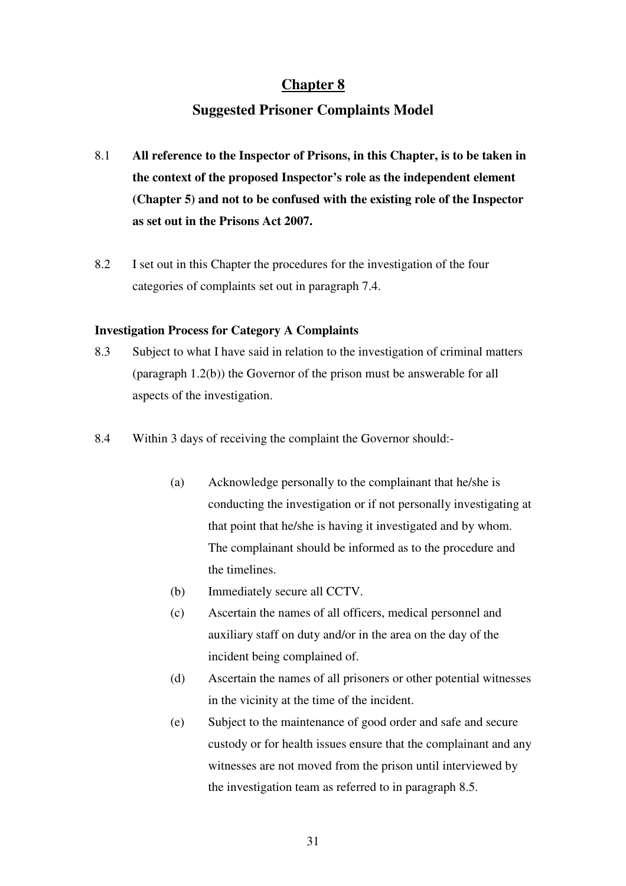# Chapter 8

## Suggested Prisoner Complaints Model

8.1 **All reference to the Inspector of Prisons, in this Chapter, is to be taken in the context of the proposed Inspector's role as the independent element (Chapter 5) and not to be confused with the existing role of the Inspector as set out in the Prisons Act 2007.**

8.2 I set out in this Chapter the procedures for the investigation of the four categories of complaints set out in paragraph 7.4.

**Investigation Process for Category A Complaints**

8.3 Subject to what I have said in relation to the investigation of criminal matters (paragraph 1.2(b)) the Governor of the prison must be answerable for all aspects of the investigation.

8.4 Within 3 days of receiving the complaint the Governor should:-

(a) Acknowledge personally to the complainant that he/she is conducting the investigation or if not personally investigating at that point that he/she is having it investigated and by whom. The complainant should be informed as to the procedure and the timelines.

(b) Immediately secure all CCTV.

(c) Ascertain the names of all officers, medical personnel and auxiliary staff on duty and/or in the area on the day of the incident being complained of.

(d) Ascertain the names of all prisoners or other potential witnesses in the vicinity at the time of the incident.

(e) Subject to the maintenance of good order and safe and secure custody or for health issues ensure that the complainant and any witnesses are not moved from the prison until interviewed by the investigation team as referred to in paragraph 8.5.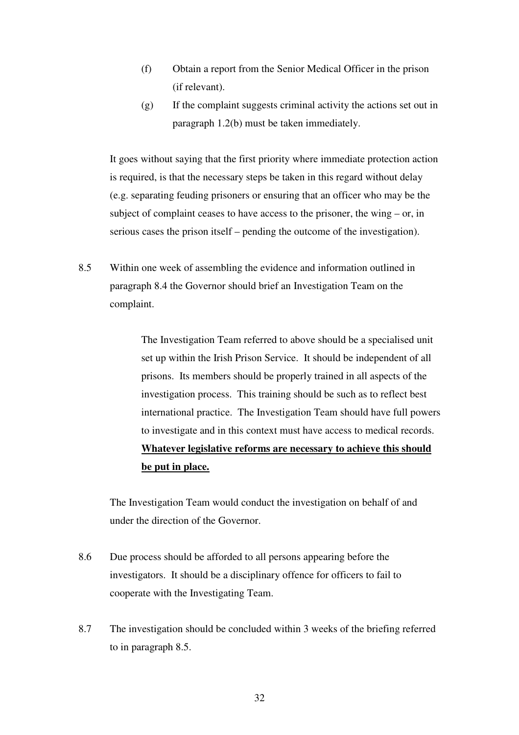(f) Obtain a report from the Senior Medical Officer in the prison (if relevant).

(g) If the complaint suggests criminal activity the actions set out in paragraph 1.2(b) must be taken immediately.

It goes without saying that the first priority where immediate protection action is required, is that the necessary steps be taken in this regard without delay (e.g. separating feuding prisoners or ensuring that an officer who may be the subject of complaint ceases to have access to the prisoner, the wing – or, in serious cases the prison itself – pending the outcome of the investigation).

8.5 Within one week of assembling the evidence and information outlined in paragraph 8.4 the Governor should brief an Investigation Team on the complaint.

> The Investigation Team referred to above should be a specialised unit set up within the Irish Prison Service. It should be independent of all prisons. Its members should be properly trained in all aspects of the investigation process. This training should be such as to reflect best international practice. The Investigation Team should have full powers to investigate and in this context must have access to medical records. **<u>Whatever legislative reforms are necessary to achieve this should be put in place.</u>**

The Investigation Team would conduct the investigation on behalf of and under the direction of the Governor.

8.6 Due process should be afforded to all persons appearing before the investigators. It should be a disciplinary offence for officers to fail to cooperate with the Investigating Team.

8.7 The investigation should be concluded within 3 weeks of the briefing referred to in paragraph 8.5.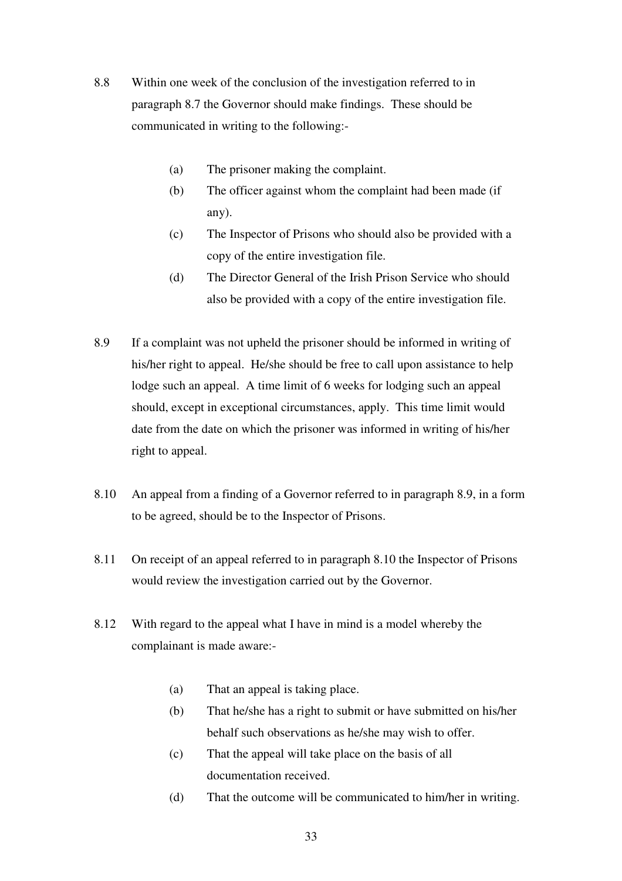8.8 Within one week of the conclusion of the investigation referred to in paragraph 8.7 the Governor should make findings. These should be communicated in writing to the following:-

- (a) The prisoner making the complaint.
- (b) The officer against whom the complaint had been made (if any).
- (c) The Inspector of Prisons who should also be provided with a copy of the entire investigation file.
- (d) The Director General of the Irish Prison Service who should also be provided with a copy of the entire investigation file.

8.9 If a complaint was not upheld the prisoner should be informed in writing of his/her right to appeal. He/she should be free to call upon assistance to help lodge such an appeal. A time limit of 6 weeks for lodging such an appeal should, except in exceptional circumstances, apply. This time limit would date from the date on which the prisoner was informed in writing of his/her right to appeal.

8.10 An appeal from a finding of a Governor referred to in paragraph 8.9, in a form to be agreed, should be to the Inspector of Prisons.

8.11 On receipt of an appeal referred to in paragraph 8.10 the Inspector of Prisons would review the investigation carried out by the Governor.

8.12 With regard to the appeal what I have in mind is a model whereby the complainant is made aware:-

- (a) That an appeal is taking place.
- (b) That he/she has a right to submit or have submitted on his/her behalf such observations as he/she may wish to offer.
- (c) That the appeal will take place on the basis of all documentation received.
- (d) That the outcome will be communicated to him/her in writing.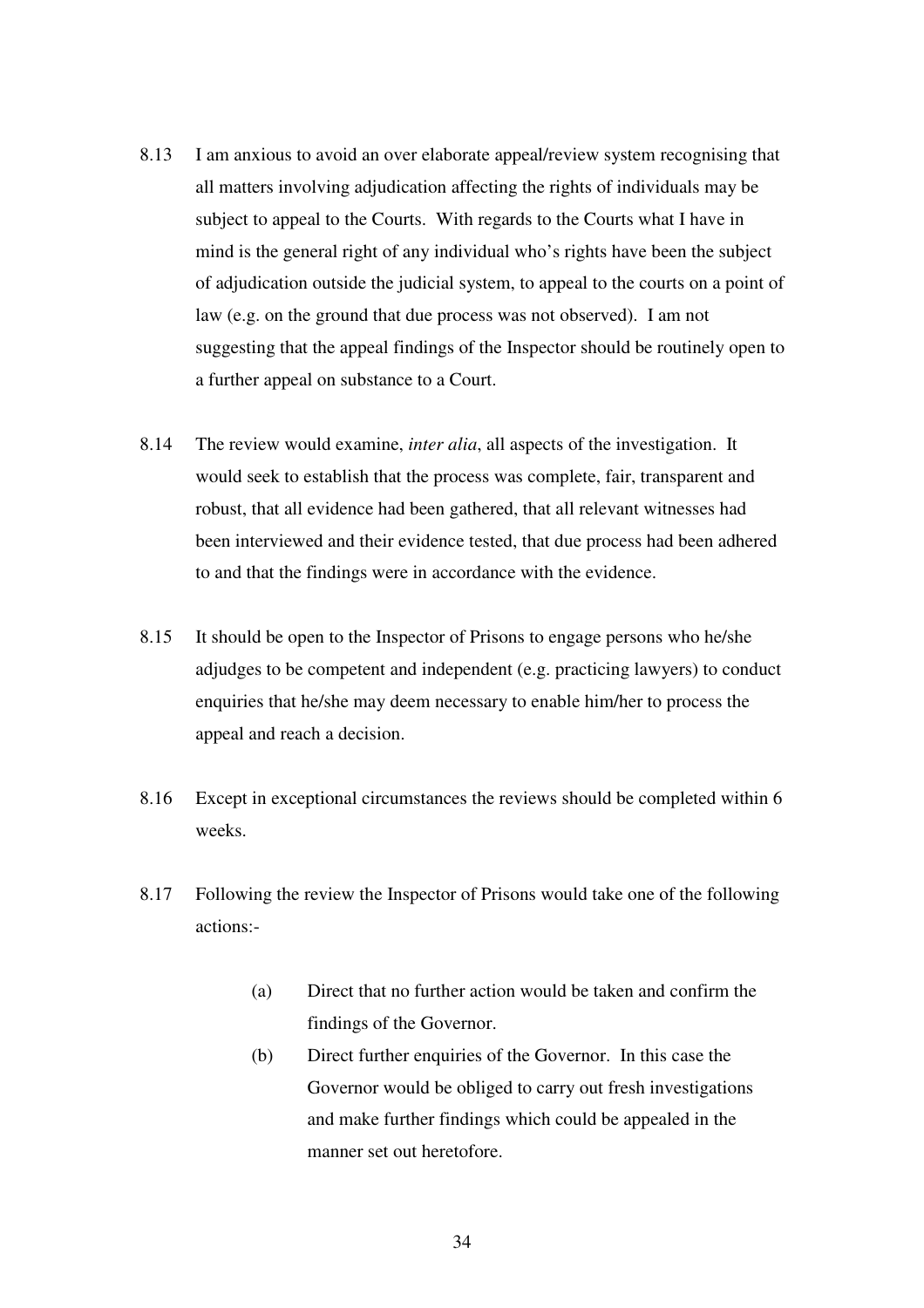8.13 I am anxious to avoid an over elaborate appeal/review system recognising that all matters involving adjudication affecting the rights of individuals may be subject to appeal to the Courts. With regards to the Courts what I have in mind is the general right of any individual who's rights have been the subject of adjudication outside the judicial system, to appeal to the courts on a point of law (e.g. on the ground that due process was not observed). I am not suggesting that the appeal findings of the Inspector should be routinely open to a further appeal on substance to a Court.

8.14 The review would examine, *inter alia*, all aspects of the investigation. It would seek to establish that the process was complete, fair, transparent and robust, that all evidence had been gathered, that all relevant witnesses had been interviewed and their evidence tested, that due process had been adhered to and that the findings were in accordance with the evidence.

8.15 It should be open to the Inspector of Prisons to engage persons who he/she adjudges to be competent and independent (e.g. practicing lawyers) to conduct enquiries that he/she may deem necessary to enable him/her to process the appeal and reach a decision.

8.16 Except in exceptional circumstances the reviews should be completed within 6 weeks.

8.17 Following the review the Inspector of Prisons would take one of the following actions:-

- (a) Direct that no further action would be taken and confirm the findings of the Governor.
- (b) Direct further enquiries of the Governor. In this case the Governor would be obliged to carry out fresh investigations and make further findings which could be appealed in the manner set out heretofore.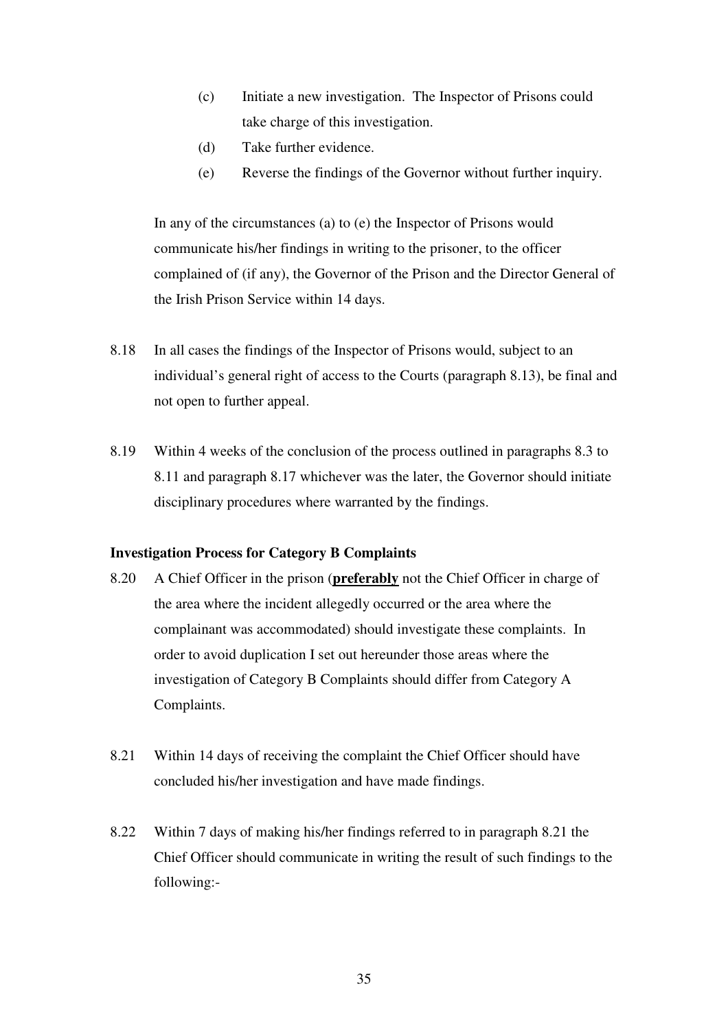(c) Initiate a new investigation. The Inspector of Prisons could take charge of this investigation.

(d) Take further evidence.

(e) Reverse the findings of the Governor without further inquiry.

In any of the circumstances (a) to (e) the Inspector of Prisons would communicate his/her findings in writing to the prisoner, to the officer complained of (if any), the Governor of the Prison and the Director General of the Irish Prison Service within 14 days.

8.18 In all cases the findings of the Inspector of Prisons would, subject to an individual's general right of access to the Courts (paragraph 8.13), be final and not open to further appeal.

8.19 Within 4 weeks of the conclusion of the process outlined in paragraphs 8.3 to 8.11 and paragraph 8.17 whichever was the later, the Governor should initiate disciplinary procedures where warranted by the findings.

**Investigation Process for Category B Complaints**

8.20 A Chief Officer in the prison (**<u>preferably</u>** not the Chief Officer in charge of the area where the incident allegedly occurred or the area where the complainant was accommodated) should investigate these complaints. In order to avoid duplication I set out hereunder those areas where the investigation of Category B Complaints should differ from Category A Complaints.

8.21 Within 14 days of receiving the complaint the Chief Officer should have concluded his/her investigation and have made findings.

8.22 Within 7 days of making his/her findings referred to in paragraph 8.21 the Chief Officer should communicate in writing the result of such findings to the following:-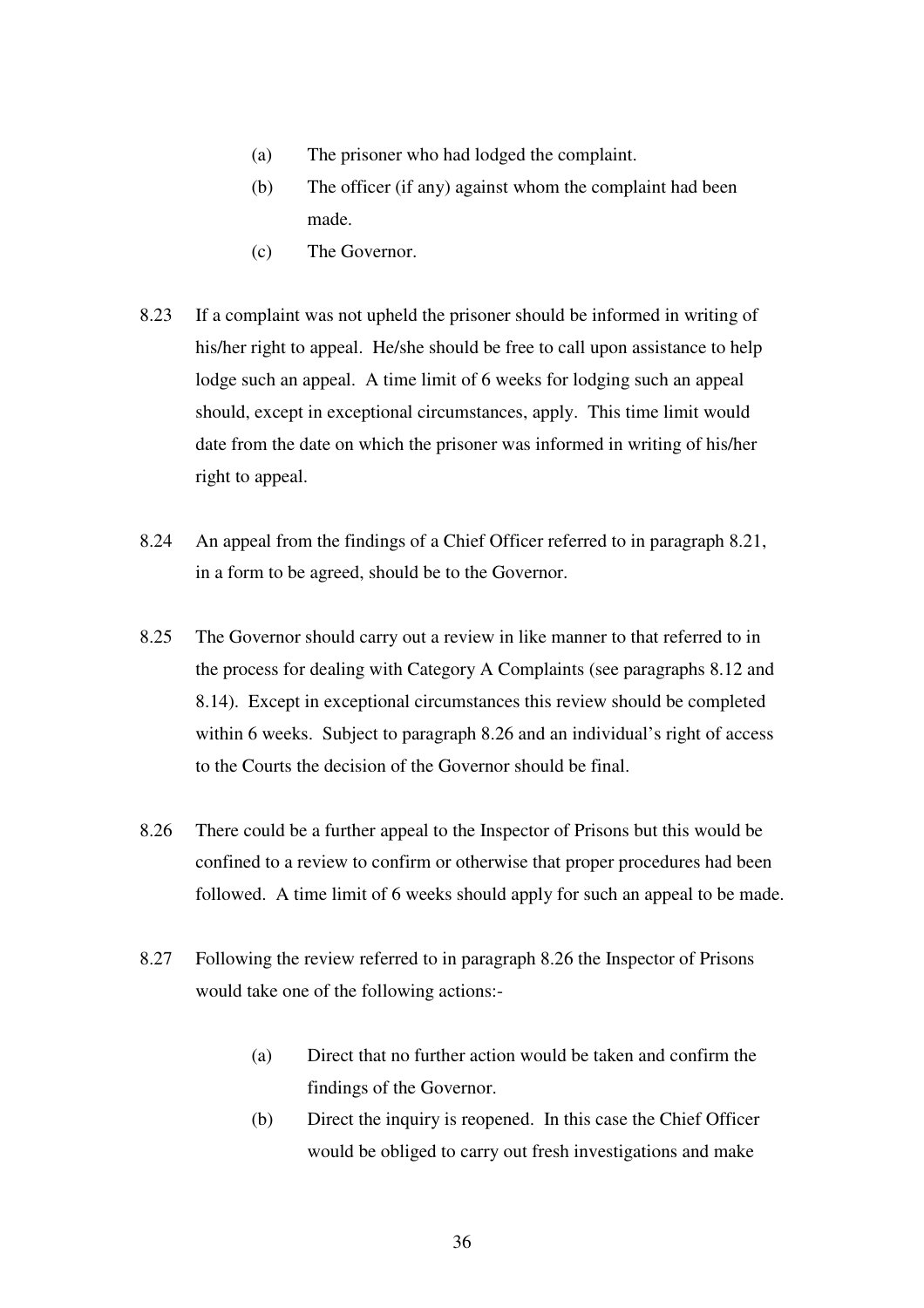(a) The prisoner who had lodged the complaint.

(b) The officer (if any) against whom the complaint had been made.

(c) The Governor.

8.23 If a complaint was not upheld the prisoner should be informed in writing of his/her right to appeal. He/she should be free to call upon assistance to help lodge such an appeal. A time limit of 6 weeks for lodging such an appeal should, except in exceptional circumstances, apply. This time limit would date from the date on which the prisoner was informed in writing of his/her right to appeal.

8.24 An appeal from the findings of a Chief Officer referred to in paragraph 8.21, in a form to be agreed, should be to the Governor.

8.25 The Governor should carry out a review in like manner to that referred to in the process for dealing with Category A Complaints (see paragraphs 8.12 and 8.14). Except in exceptional circumstances this review should be completed within 6 weeks. Subject to paragraph 8.26 and an individual's right of access to the Courts the decision of the Governor should be final.

8.26 There could be a further appeal to the Inspector of Prisons but this would be confined to a review to confirm or otherwise that proper procedures had been followed. A time limit of 6 weeks should apply for such an appeal to be made.

8.27 Following the review referred to in paragraph 8.26 the Inspector of Prisons would take one of the following actions:-

(a) Direct that no further action would be taken and confirm the findings of the Governor.

(b) Direct the inquiry is reopened. In this case the Chief Officer would be obliged to carry out fresh investigations and make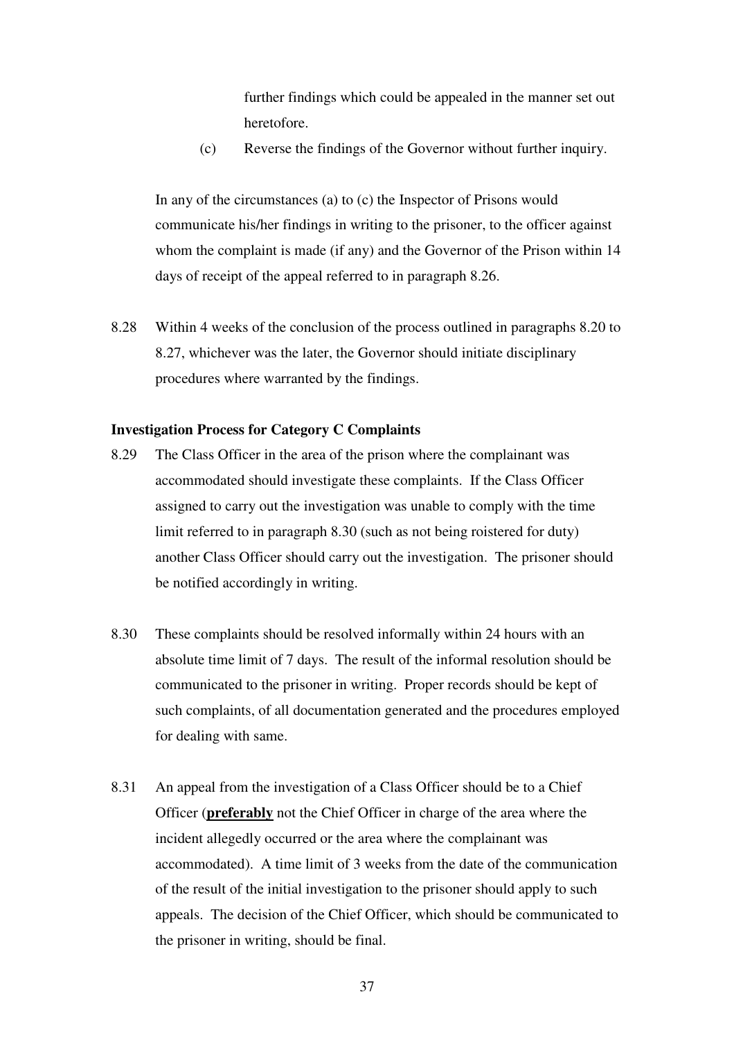further findings which could be appealed in the manner set out heretofore.

(c) Reverse the findings of the Governor without further inquiry.

In any of the circumstances (a) to (c) the Inspector of Prisons would communicate his/her findings in writing to the prisoner, to the officer against whom the complaint is made (if any) and the Governor of the Prison within 14 days of receipt of the appeal referred to in paragraph 8.26.

8.28 Within 4 weeks of the conclusion of the process outlined in paragraphs 8.20 to 8.27, whichever was the later, the Governor should initiate disciplinary procedures where warranted by the findings.

**Investigation Process for Category C Complaints**

8.29 The Class Officer in the area of the prison where the complainant was accommodated should investigate these complaints. If the Class Officer assigned to carry out the investigation was unable to comply with the time limit referred to in paragraph 8.30 (such as not being roistered for duty) another Class Officer should carry out the investigation. The prisoner should be notified accordingly in writing.

8.30 These complaints should be resolved informally within 24 hours with an absolute time limit of 7 days. The result of the informal resolution should be communicated to the prisoner in writing. Proper records should be kept of such complaints, of all documentation generated and the procedures employed for dealing with same.

8.31 An appeal from the investigation of a Class Officer should be to a Chief Officer (**preferably** not the Chief Officer in charge of the area where the incident allegedly occurred or the area where the complainant was accommodated). A time limit of 3 weeks from the date of the communication of the result of the initial investigation to the prisoner should apply to such appeals. The decision of the Chief Officer, which should be communicated to the prisoner in writing, should be final.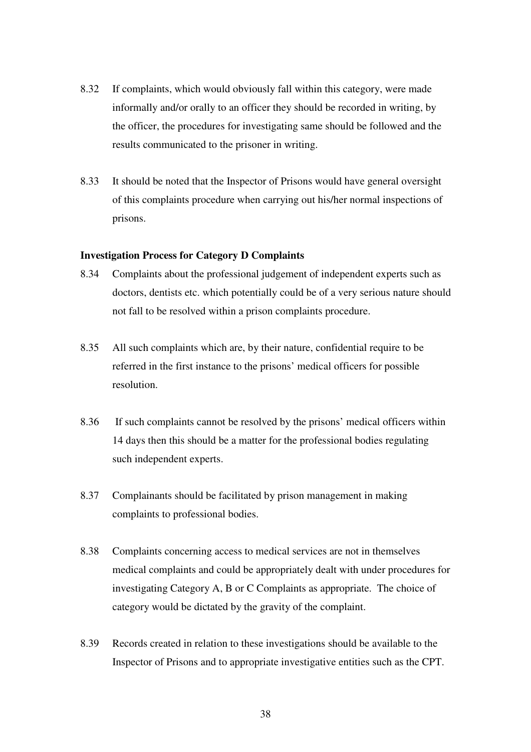8.32 If complaints, which would obviously fall within this category, were made informally and/or orally to an officer they should be recorded in writing, by the officer, the procedures for investigating same should be followed and the results communicated to the prisoner in writing.

8.33 It should be noted that the Inspector of Prisons would have general oversight of this complaints procedure when carrying out his/her normal inspections of prisons.

**Investigation Process for Category D Complaints**

8.34 Complaints about the professional judgement of independent experts such as doctors, dentists etc. which potentially could be of a very serious nature should not fall to be resolved within a prison complaints procedure.

8.35 All such complaints which are, by their nature, confidential require to be referred in the first instance to the prisons' medical officers for possible resolution.

8.36 If such complaints cannot be resolved by the prisons' medical officers within 14 days then this should be a matter for the professional bodies regulating such independent experts.

8.37 Complainants should be facilitated by prison management in making complaints to professional bodies.

8.38 Complaints concerning access to medical services are not in themselves medical complaints and could be appropriately dealt with under procedures for investigating Category A, B or C Complaints as appropriate. The choice of category would be dictated by the gravity of the complaint.

8.39 Records created in relation to these investigations should be available to the Inspector of Prisons and to appropriate investigative entities such as the CPT.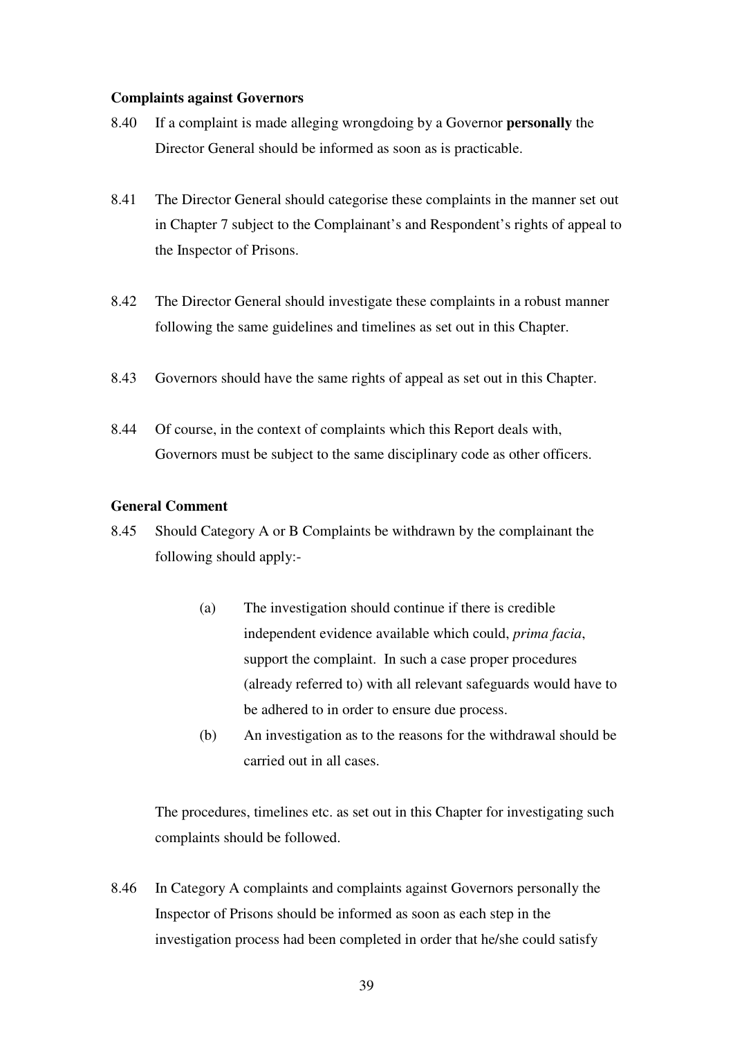**Complaints against Governors**

8.40 If a complaint is made alleging wrongdoing by a Governor **personally** the Director General should be informed as soon as is practicable.

8.41 The Director General should categorise these complaints in the manner set out in Chapter 7 subject to the Complainant's and Respondent's rights of appeal to the Inspector of Prisons.

8.42 The Director General should investigate these complaints in a robust manner following the same guidelines and timelines as set out in this Chapter.

8.43 Governors should have the same rights of appeal as set out in this Chapter.

8.44 Of course, in the context of complaints which this Report deals with, Governors must be subject to the same disciplinary code as other officers.

**General Comment**

8.45 Should Category A or B Complaints be withdrawn by the complainant the following should apply:-

(a) The investigation should continue if there is credible independent evidence available which could, *prima facia*, support the complaint. In such a case proper procedures (already referred to) with all relevant safeguards would have to be adhered to in order to ensure due process.

(b) An investigation as to the reasons for the withdrawal should be carried out in all cases.

The procedures, timelines etc. as set out in this Chapter for investigating such complaints should be followed.

8.46 In Category A complaints and complaints against Governors personally the Inspector of Prisons should be informed as soon as each step in the investigation process had been completed in order that he/she could satisfy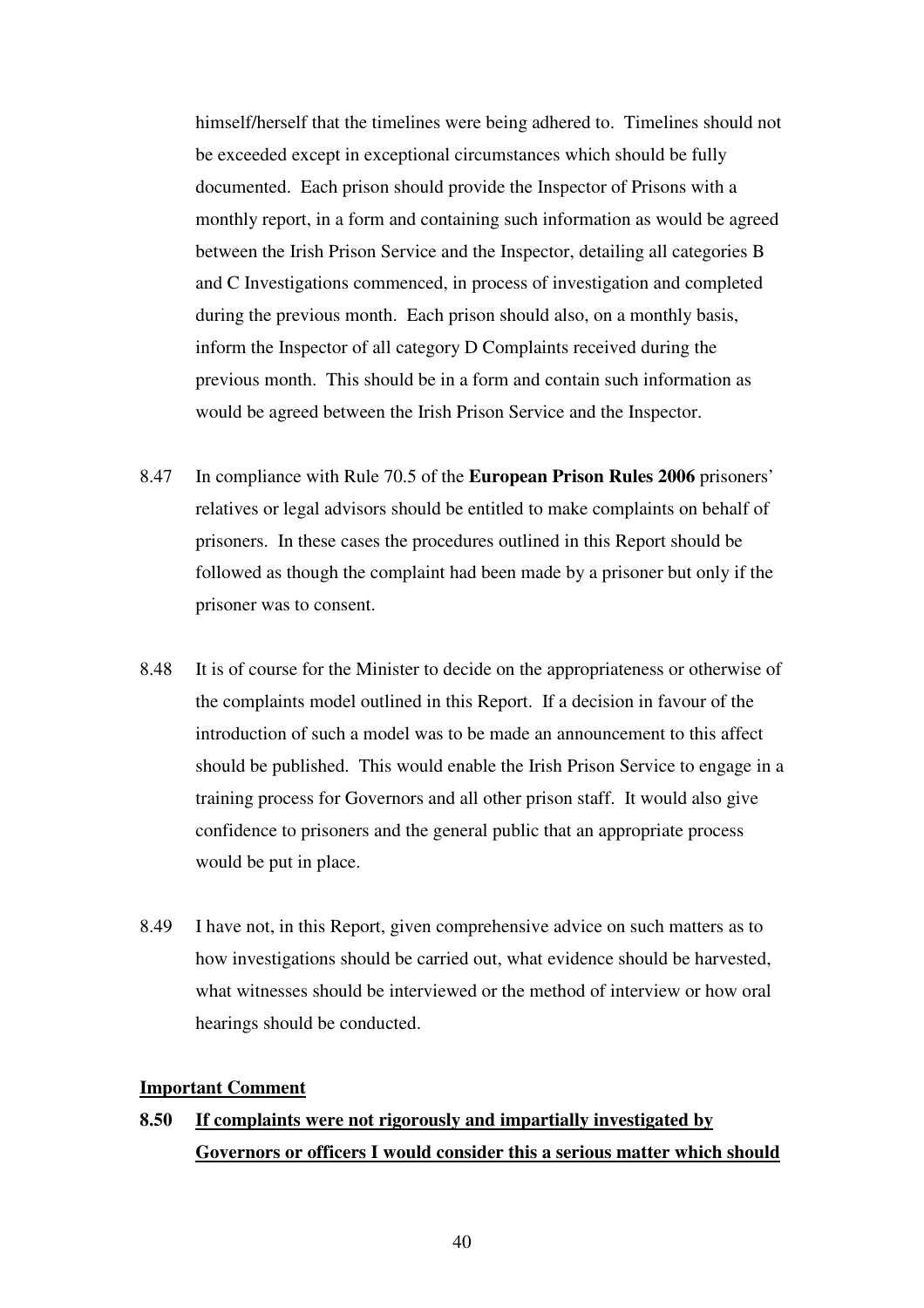himself/herself that the timelines were being adhered to. Timelines should not be exceeded except in exceptional circumstances which should be fully documented. Each prison should provide the Inspector of Prisons with a monthly report, in a form and containing such information as would be agreed between the Irish Prison Service and the Inspector, detailing all categories B and C Investigations commenced, in process of investigation and completed during the previous month. Each prison should also, on a monthly basis, inform the Inspector of all category D Complaints received during the previous month. This should be in a form and contain such information as would be agreed between the Irish Prison Service and the Inspector.

8.47 In compliance with Rule 70.5 of the **European Prison Rules 2006** prisoners' relatives or legal advisors should be entitled to make complaints on behalf of prisoners. In these cases the procedures outlined in this Report should be followed as though the complaint had been made by a prisoner but only if the prisoner was to consent.

8.48 It is of course for the Minister to decide on the appropriateness or otherwise of the complaints model outlined in this Report. If a decision in favour of the introduction of such a model was to be made an announcement to this affect should be published. This would enable the Irish Prison Service to engage in a training process for Governors and all other prison staff. It would also give confidence to prisoners and the general public that an appropriate process would be put in place.

8.49 I have not, in this Report, given comprehensive advice on such matters as to how investigations should be carried out, what evidence should be harvested, what witnesses should be interviewed or the method of interview or how oral hearings should be conducted.

**Important Comment**

**8.50 If complaints were not rigorously and impartially investigated by Governors or officers I would consider this a serious matter which should**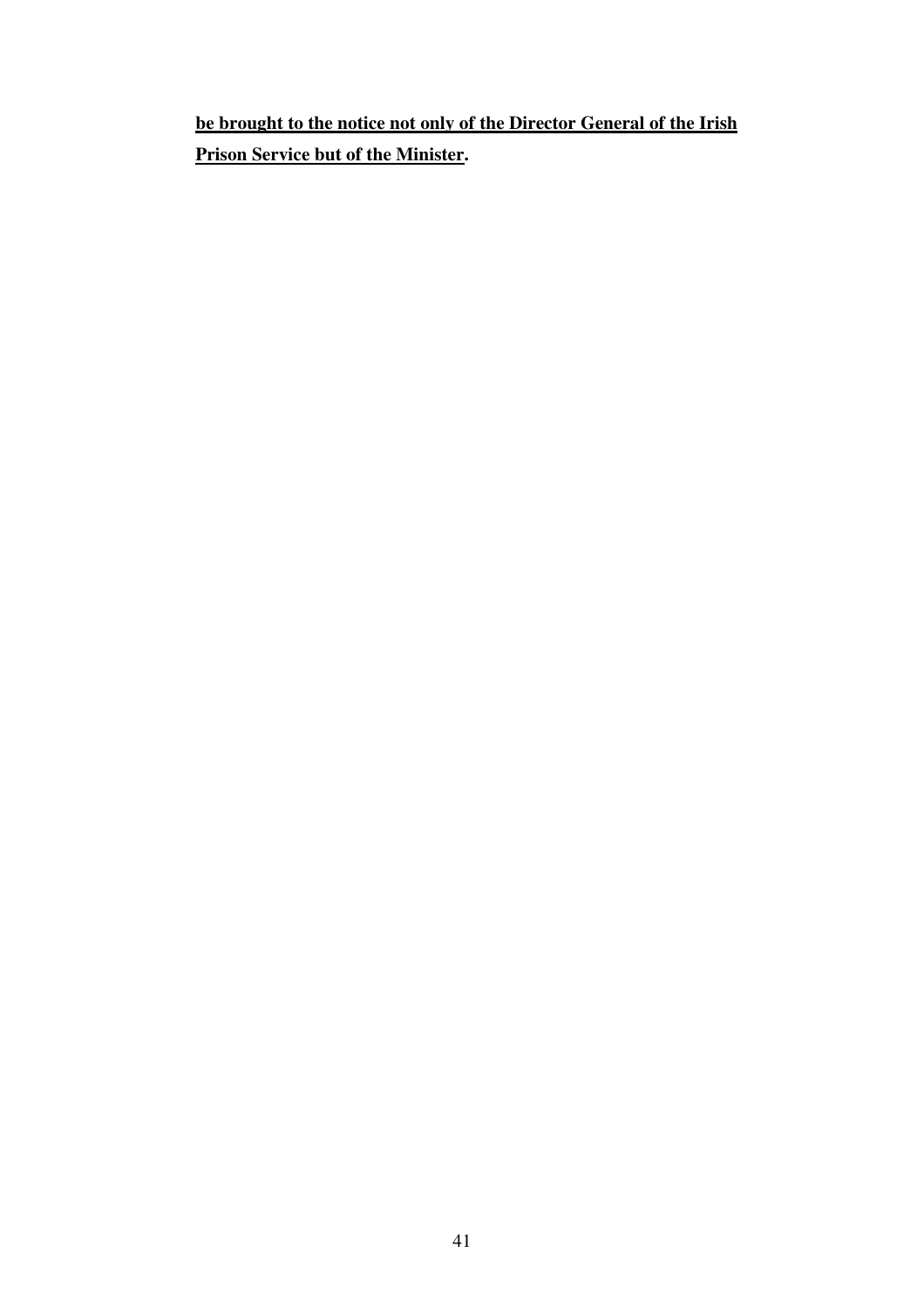**be brought to the notice not only of the Director General of the Irish Prison Service but of the Minister.**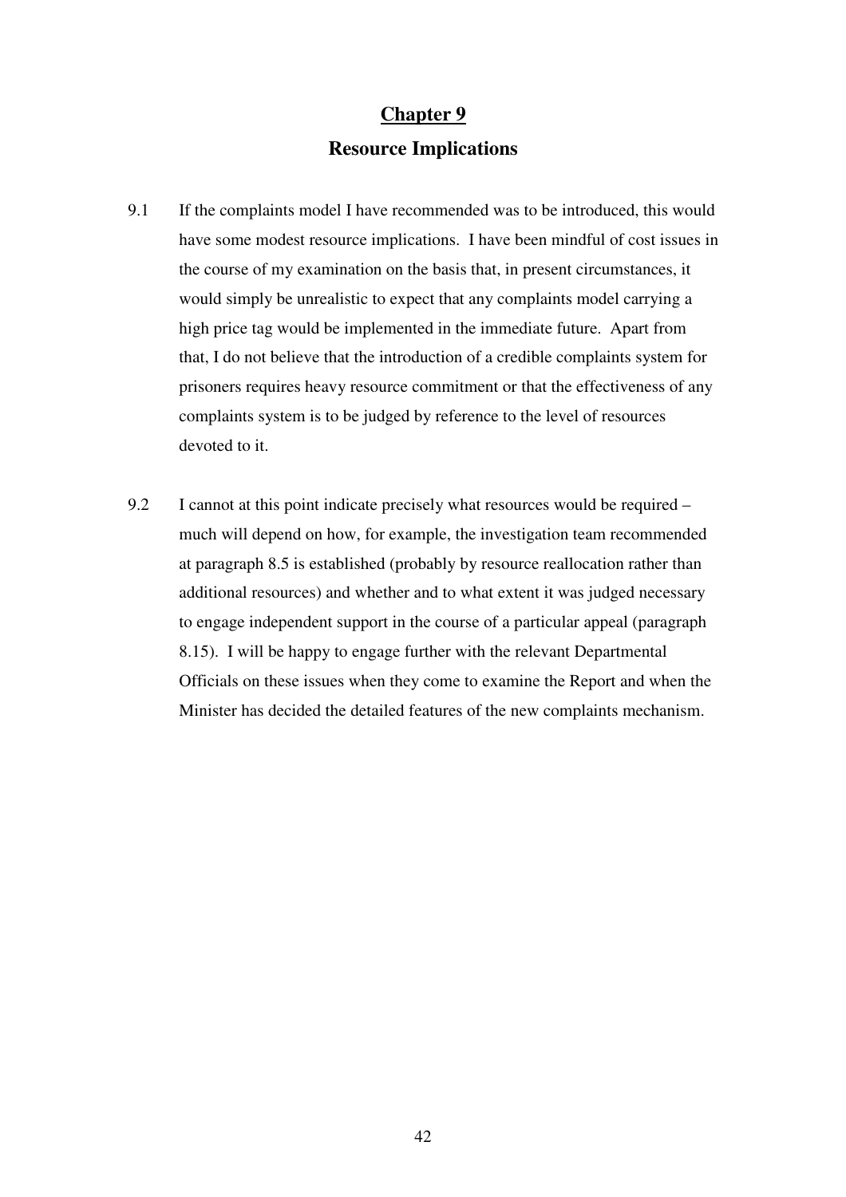# Chapter 9

## Resource Implications

9.1 If the complaints model I have recommended was to be introduced, this would have some modest resource implications. I have been mindful of cost issues in the course of my examination on the basis that, in present circumstances, it would simply be unrealistic to expect that any complaints model carrying a high price tag would be implemented in the immediate future. Apart from that, I do not believe that the introduction of a credible complaints system for prisoners requires heavy resource commitment or that the effectiveness of any complaints system is to be judged by reference to the level of resources devoted to it.

9.2 I cannot at this point indicate precisely what resources would be required – much will depend on how, for example, the investigation team recommended at paragraph 8.5 is established (probably by resource reallocation rather than additional resources) and whether and to what extent it was judged necessary to engage independent support in the course of a particular appeal (paragraph 8.15). I will be happy to engage further with the relevant Departmental Officials on these issues when they come to examine the Report and when the Minister has decided the detailed features of the new complaints mechanism.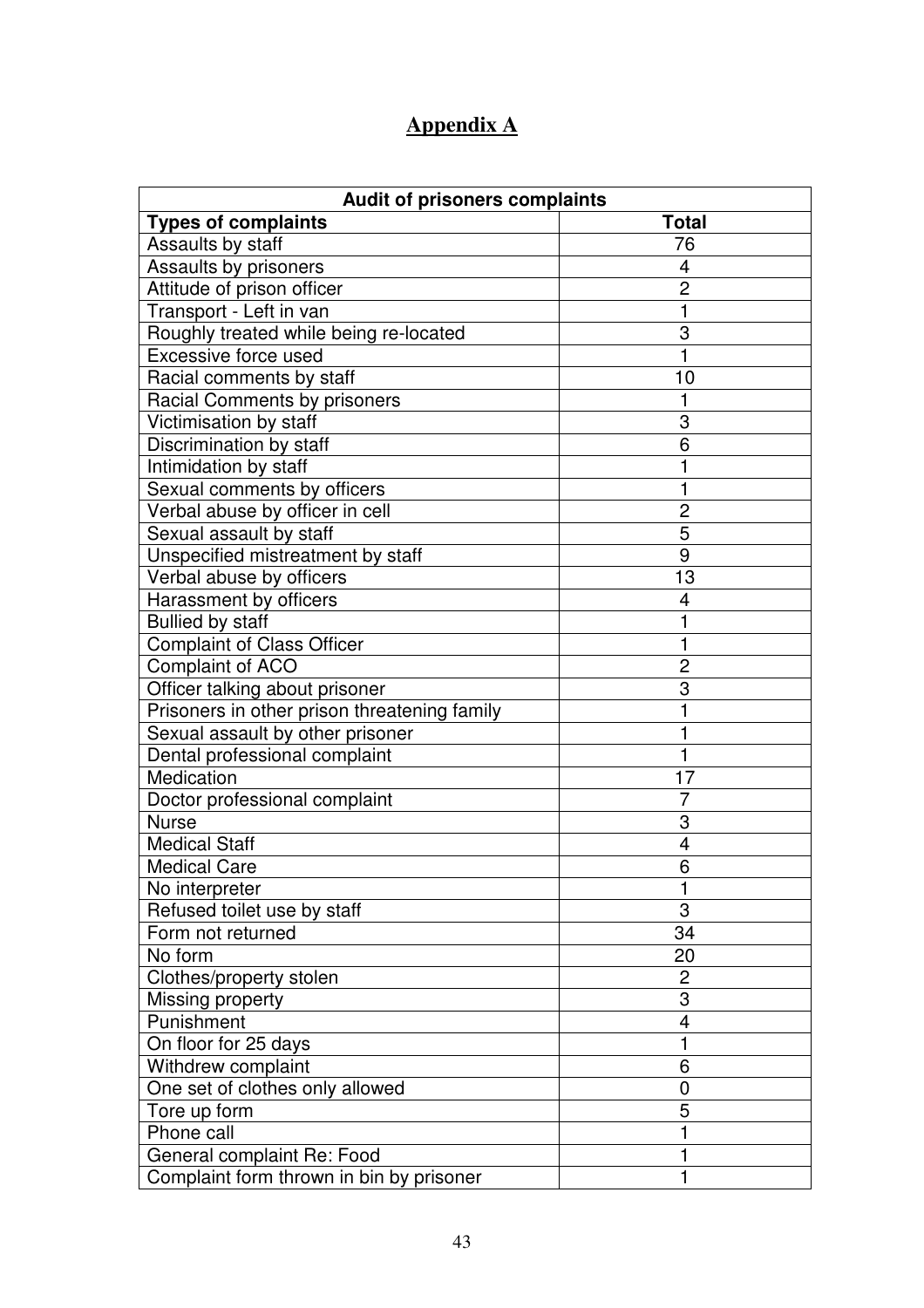## Appendix A

| Audit of prisoners complaints | |
|---|---|
| **Types of complaints** | **Total** |
| Assaults by staff | 76 |
| Assaults by prisoners | 4 |
| Attitude of prison officer | 2 |
| Transport - Left in van | 1 |
| Roughly treated while being re-located | 3 |
| Excessive force used | 1 |
| Racial comments by staff | 10 |
| Racial Comments by prisoners | 1 |
| Victimisation by staff | 3 |
| Discrimination by staff | 6 |
| Intimidation by staff | 1 |
| Sexual comments by officers | 1 |
| Verbal abuse by officer in cell | 2 |
| Sexual assault by staff | 5 |
| Unspecified mistreatment by staff | 9 |
| Verbal abuse by officers | 13 |
| Harassment by officers | 4 |
| Bullied by staff | 1 |
| Complaint of Class Officer | 1 |
| Complaint of ACO | 2 |
| Officer talking about prisoner | 3 |
| Prisoners in other prison threatening family | 1 |
| Sexual assault by other prisoner | 1 |
| Dental professional complaint | 1 |
| Medication | 17 |
| Doctor professional complaint | 7 |
| Nurse | 3 |
| Medical Staff | 4 |
| Medical Care | 6 |
| No interpreter | 1 |
| Refused toilet use by staff | 3 |
| Form not returned | 34 |
| No form | 20 |
| Clothes/property stolen | 2 |
| Missing property | 3 |
| Punishment | 4 |
| On floor for 25 days | 1 |
| Withdrew complaint | 6 |
| One set of clothes only allowed | 0 |
| Tore up form | 5 |
| Phone call | 1 |
| General complaint Re: Food | 1 |
| Complaint form thrown in bin by prisoner | 1 |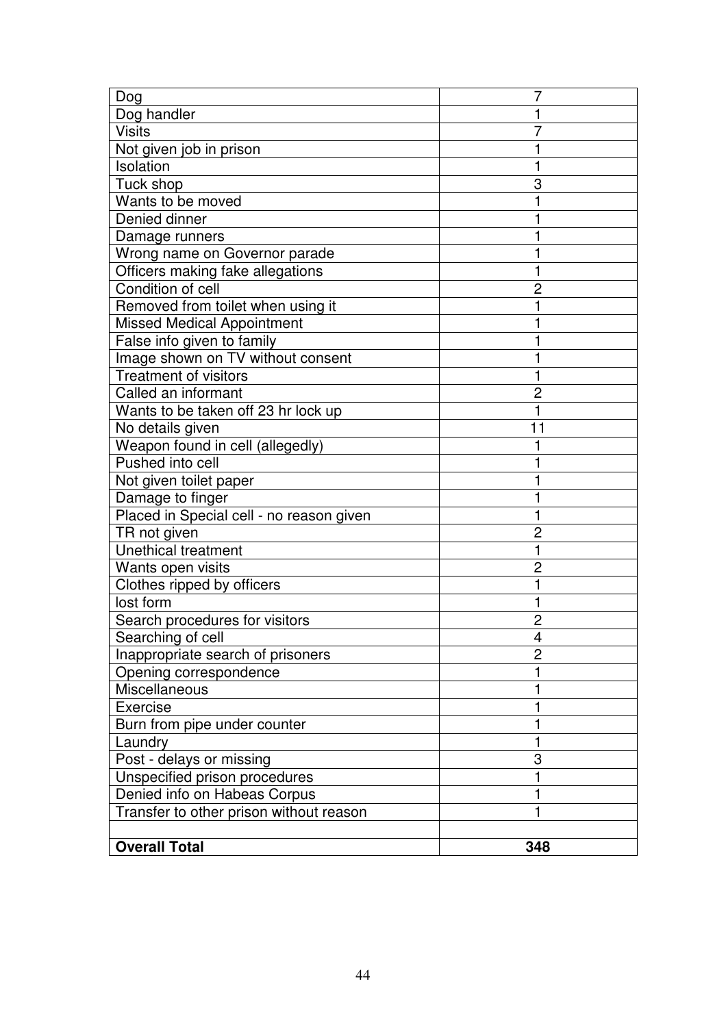| | |
|---|---|
| Dog | 7 |
| Dog handler | 1 |
| Visits | 7 |
| Not given job in prison | 1 |
| Isolation | 1 |
| Tuck shop | 3 |
| Wants to be moved | 1 |
| Denied dinner | 1 |
| Damage runners | 1 |
| Wrong name on Governor parade | 1 |
| Officers making fake allegations | 1 |
| Condition of cell | 2 |
| Removed from toilet when using it | 1 |
| Missed Medical Appointment | 1 |
| False info given to family | 1 |
| Image shown on TV without consent | 1 |
| Treatment of visitors | 1 |
| Called an informant | 2 |
| Wants to be taken off 23 hr lock up | 1 |
| No details given | 11 |
| Weapon found in cell (allegedly) | 1 |
| Pushed into cell | 1 |
| Not given toilet paper | 1 |
| Damage to finger | 1 |
| Placed in Special cell - no reason given | 1 |
| TR not given | 2 |
| Unethical treatment | 1 |
| Wants open visits | 2 |
| Clothes ripped by officers | 1 |
| lost form | 1 |
| Search procedures for visitors | 2 |
| Searching of cell | 4 |
| Inappropriate search of prisoners | 2 |
| Opening correspondence | 1 |
| Miscellaneous | 1 |
| Exercise | 1 |
| Burn from pipe under counter | 1 |
| Laundry | 1 |
| Post - delays or missing | 3 |
| Unspecified prison procedures | 1 |
| Denied info on Habeas Corpus | 1 |
| Transfer to other prison without reason | 1 |
| | |
| **Overall Total** | **348** |